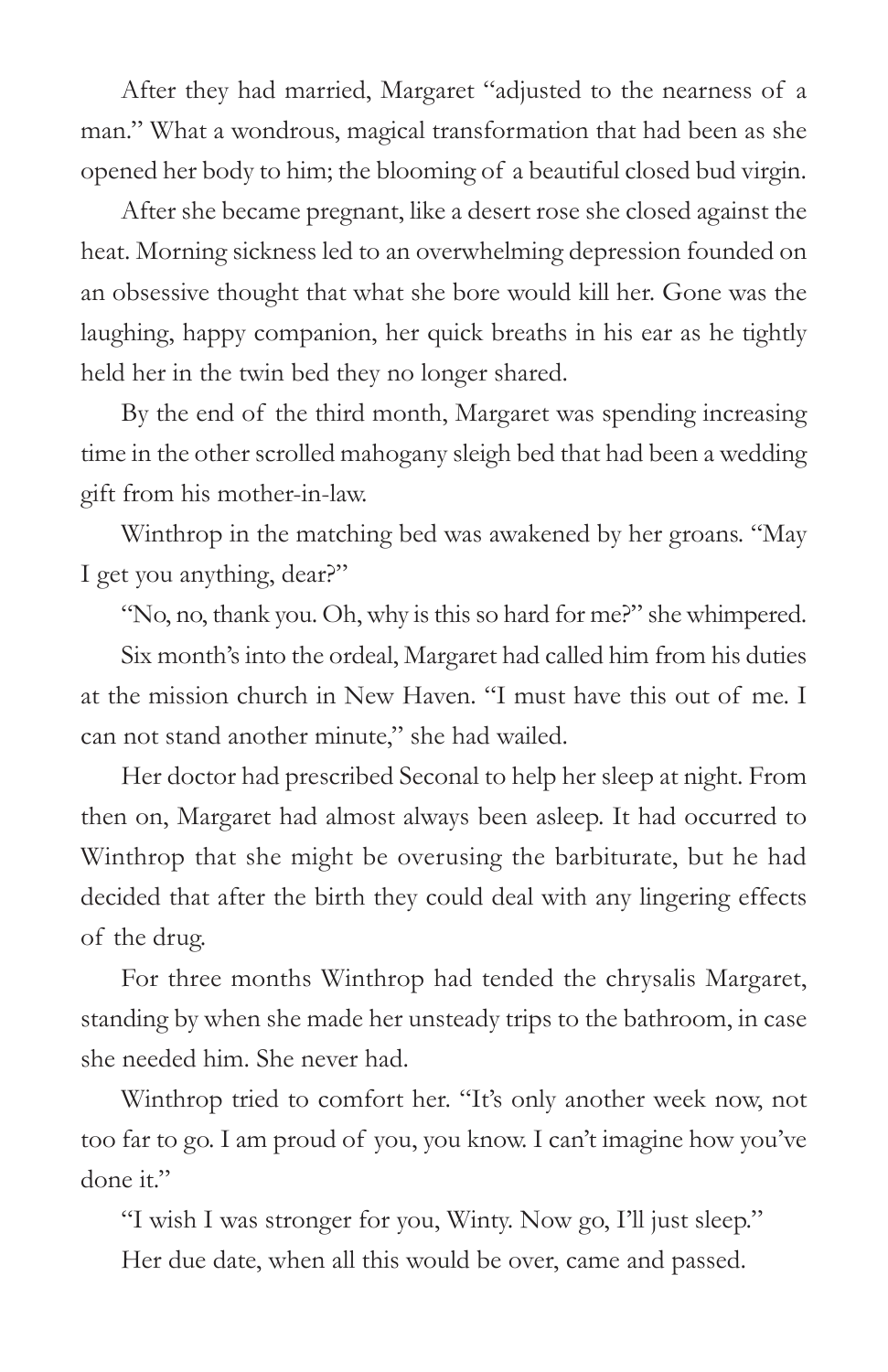After they had married, Margaret "adjusted to the nearness of a man." What a wondrous, magical transformation that had been as she opened her body to him; the blooming of a beautiful closed bud virgin.

After she became pregnant, like a desert rose she closed against the heat. Morning sickness led to an overwhelming depression founded on an obsessive thought that what she bore would kill her. Gone was the laughing, happy companion, her quick breaths in his ear as he tightly held her in the twin bed they no longer shared.

By the end of the third month, Margaret was spending increasing time in the other scrolled mahogany sleigh bed that had been a wedding gift from his mother-in-law.

Winthrop in the matching bed was awakened by her groans. "May I get you anything, dear?"

"No, no, thank you. Oh, why is this so hard for me?" she whimpered.

Six month's into the ordeal, Margaret had called him from his duties at the mission church in New Haven. "I must have this out of me. I can not stand another minute," she had wailed.

Her doctor had prescribed Seconal to help her sleep at night. From then on, Margaret had almost always been asleep. It had occurred to Winthrop that she might be overusing the barbiturate, but he had decided that after the birth they could deal with any lingering effects of the drug.

For three months Winthrop had tended the chrysalis Margaret, standing by when she made her unsteady trips to the bathroom, in case she needed him. She never had.

Winthrop tried to comfort her. "It's only another week now, not too far to go. I am proud of you, you know. I can't imagine how you've done it."

"I wish I was stronger for you, Winty. Now go, I'll just sleep."

Her due date, when all this would be over, came and passed.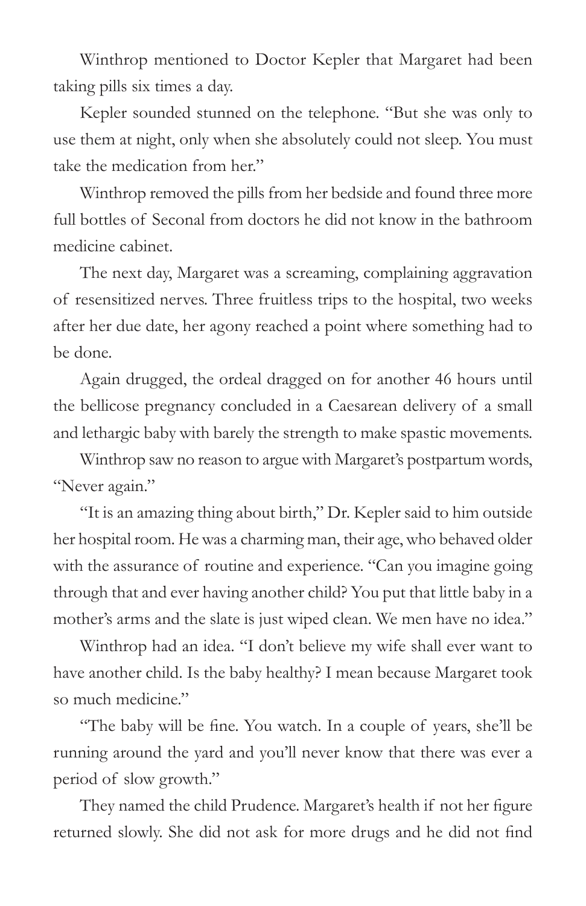Winthrop mentioned to Doctor Kepler that Margaret had been taking pills six times a day.

Kepler sounded stunned on the telephone. "But she was only to use them at night, only when she absolutely could not sleep. You must take the medication from her."

Winthrop removed the pills from her bedside and found three more full bottles of Seconal from doctors he did not know in the bathroom medicine cabinet.

The next day, Margaret was a screaming, complaining aggravation of resensitized nerves. Three fruitless trips to the hospital, two weeks after her due date, her agony reached a point where something had to be done.

Again drugged, the ordeal dragged on for another 46 hours until the bellicose pregnancy concluded in a Caesarean delivery of a small and lethargic baby with barely the strength to make spastic movements.

Winthrop saw no reason to argue with Margaret's postpartum words, "Never again."

"It is an amazing thing about birth," Dr. Kepler said to him outside her hospital room. He was a charming man, their age, who behaved older with the assurance of routine and experience. "Can you imagine going through that and ever having another child? You put that little baby in a mother's arms and the slate is just wiped clean. We men have no idea."

Winthrop had an idea. "I don't believe my wife shall ever want to have another child. Is the baby healthy? I mean because Margaret took so much medicine."

"The baby will be fine. You watch. In a couple of years, she'll be running around the yard and you'll never know that there was ever a period of slow growth."

They named the child Prudence. Margaret's health if not her figure returned slowly. She did not ask for more drugs and he did not find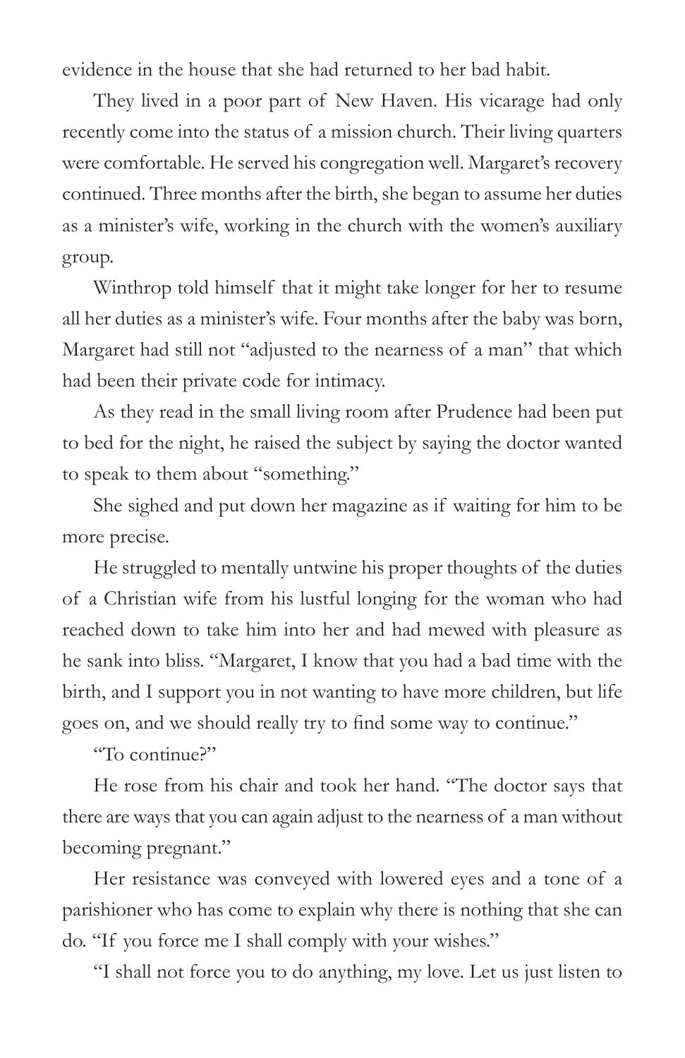evidence in the house that she had returned to her bad habit.

They lived in a poor part of New Haven. His vicarage had only recently come into the status of a mission church. Their living quarters were comfortable. He served his congregation well. Margaret's recovery continued. Three months after the birth, she began to assume her duties as a minister's wife, working in the church with the women's auxiliary group.

Winthrop told himself that it might take longer for her to resume all her duties as a minister's wife. Four months after the baby was born, Margaret had still not "adjusted to the nearness of a man" that which had been their private code for intimacy.

As they read in the small living room after Prudence had been put to bed for the night, he raised the subject by saying the doctor wanted to speak to them about "something."

She sighed and put down her magazine as if waiting for him to be more precise.

He struggled to mentally untwine his proper thoughts of the duties of a Christian wife from his lustful longing for the woman who had reached down to take him into her and had mewed with pleasure as he sank into bliss. "Margaret, I know that you had a bad time with the birth, and I support you in not wanting to have more children, but life goes on, and we should really try to find some way to continue."

"To continue?"

He rose from his chair and took her hand. "The doctor says that there are ways that you can again adjust to the nearness of a man without becoming pregnant."

Her resistance was conveyed with lowered eyes and a tone of a parishioner who has come to explain why there is nothing that she can do. "If you force me I shall comply with your wishes."

"I shall not force you to do anything, my love. Let us just listen to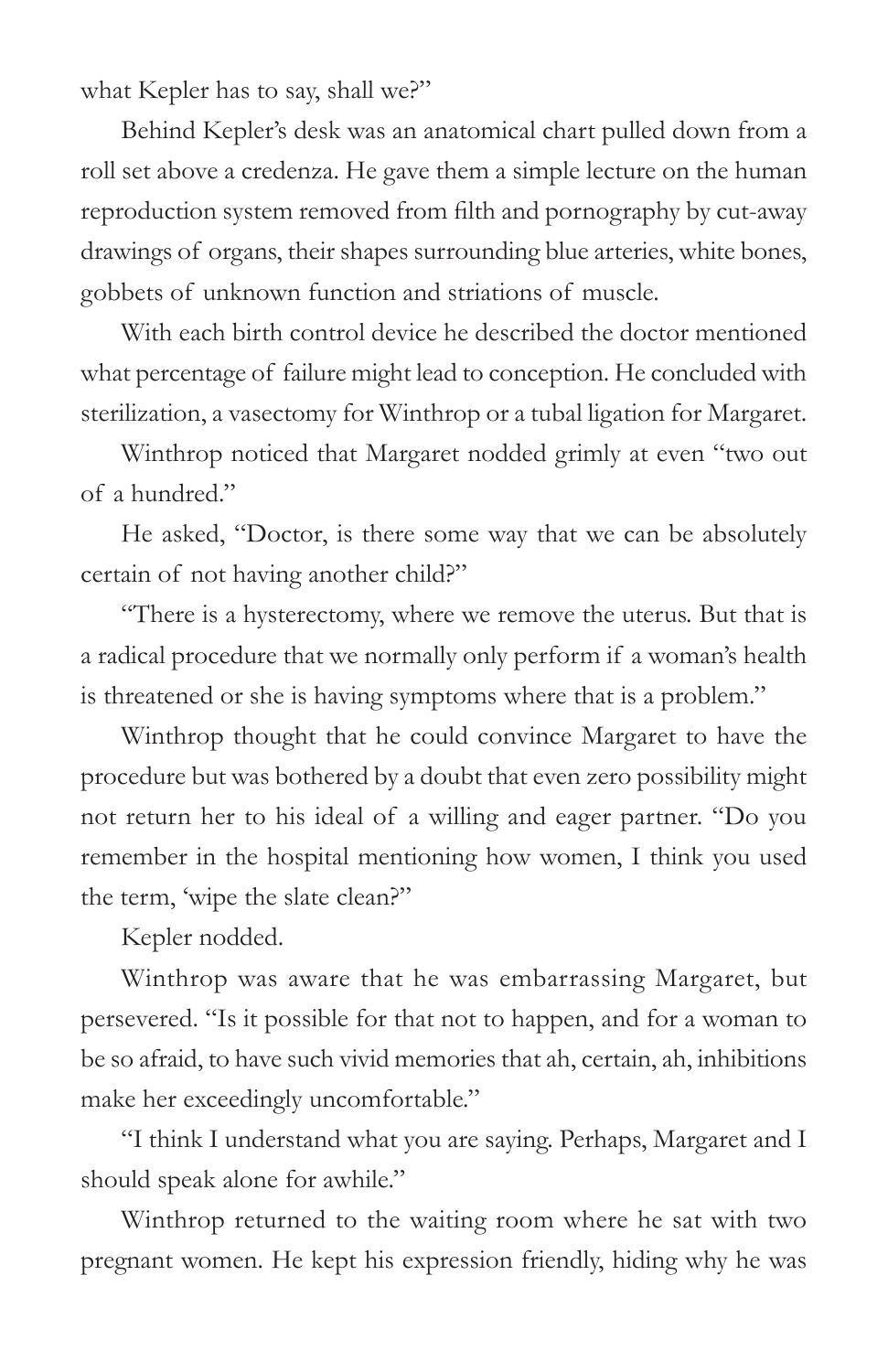what Kepler has to say, shall we?"

Behind Kepler's desk was an anatomical chart pulled down from a roll set above a credenza. He gave them a simple lecture on the human reproduction system removed from filth and pornography by cut-away drawings of organs, their shapes surrounding blue arteries, white bones, gobbets of unknown function and striations of muscle.

With each birth control device he described the doctor mentioned what percentage of failure might lead to conception. He concluded with sterilization, a vasectomy for Winthrop or a tubal ligation for Margaret.

Winthrop noticed that Margaret nodded grimly at even "two out of a hundred."

He asked, "Doctor, is there some way that we can be absolutely certain of not having another child?"

"There is a hysterectomy, where we remove the uterus. But that is a radical procedure that we normally only perform if a woman's health is threatened or she is having symptoms where that is a problem."

Winthrop thought that he could convince Margaret to have the procedure but was bothered by a doubt that even zero possibility might not return her to his ideal of a willing and eager partner. "Do you remember in the hospital mentioning how women, I think you used the term, 'wipe the slate clean?"

Kepler nodded.

Winthrop was aware that he was embarrassing Margaret, but persevered. "Is it possible for that not to happen, and for a woman to be so afraid, to have such vivid memories that ah, certain, ah, inhibitions make her exceedingly uncomfortable."

"I think I understand what you are saying. Perhaps, Margaret and I should speak alone for awhile."

Winthrop returned to the waiting room where he sat with two pregnant women. He kept his expression friendly, hiding why he was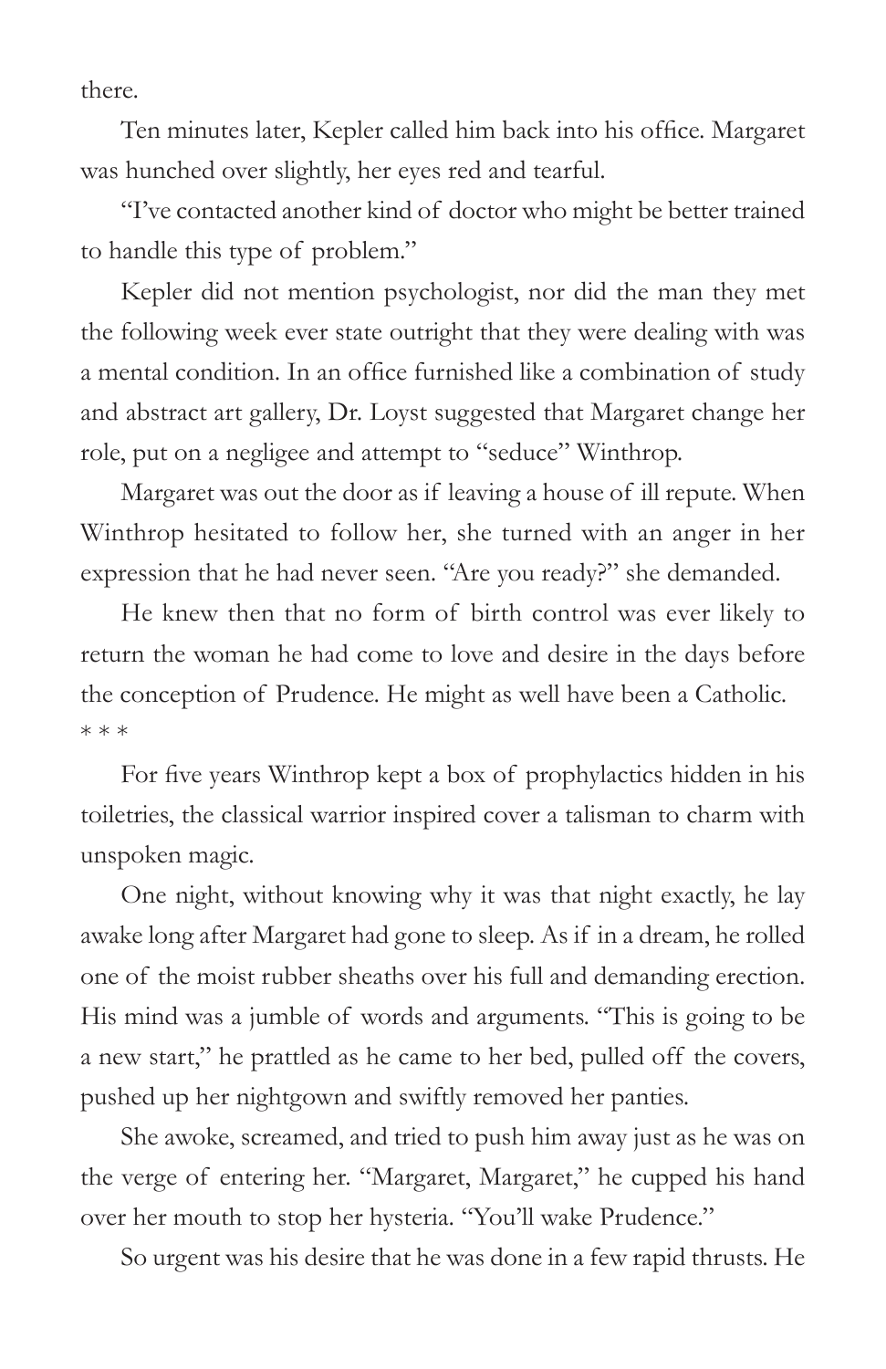there.

Ten minutes later, Kepler called him back into his office. Margaret was hunched over slightly, her eyes red and tearful.

"I've contacted another kind of doctor who might be better trained to handle this type of problem."

Kepler did not mention psychologist, nor did the man they met the following week ever state outright that they were dealing with was a mental condition. In an office furnished like a combination of study and abstract art gallery, Dr. Loyst suggested that Margaret change her role, put on a negligee and attempt to "seduce" Winthrop.

Margaret was out the door as if leaving a house of ill repute. When Winthrop hesitated to follow her, she turned with an anger in her expression that he had never seen. "Are you ready?" she demanded.

He knew then that no form of birth control was ever likely to return the woman he had come to love and desire in the days before the conception of Prudence. He might as well have been a Catholic.

* * *

For five years Winthrop kept a box of prophylactics hidden in his toiletries, the classical warrior inspired cover a talisman to charm with unspoken magic.

One night, without knowing why it was that night exactly, he lay awake long after Margaret had gone to sleep. As if in a dream, he rolled one of the moist rubber sheaths over his full and demanding erection. His mind was a jumble of words and arguments. "This is going to be a new start," he prattled as he came to her bed, pulled off the covers, pushed up her nightgown and swiftly removed her panties.

She awoke, screamed, and tried to push him away just as he was on the verge of entering her. "Margaret, Margaret," he cupped his hand over her mouth to stop her hysteria. "You'll wake Prudence."

So urgent was his desire that he was done in a few rapid thrusts. He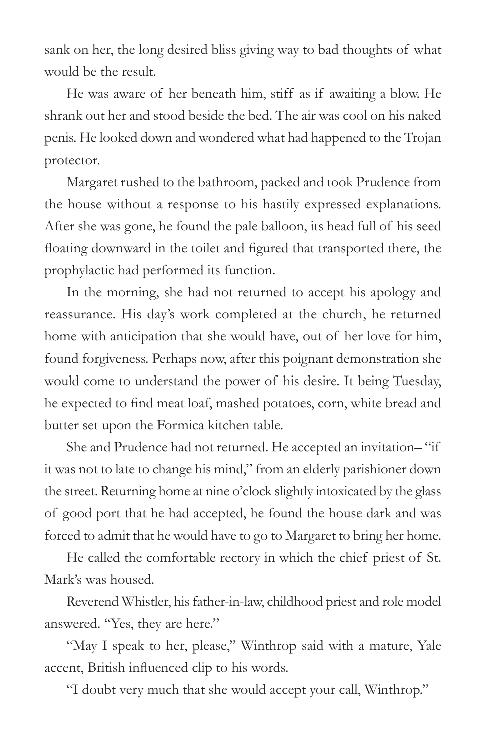sank on her, the long desired bliss giving way to bad thoughts of what would be the result.

He was aware of her beneath him, stiff as if awaiting a blow. He shrank out her and stood beside the bed. The air was cool on his naked penis. He looked down and wondered what had happened to the Trojan protector.

Margaret rushed to the bathroom, packed and took Prudence from the house without a response to his hastily expressed explanations. After she was gone, he found the pale balloon, its head full of his seed floating downward in the toilet and figured that transported there, the prophylactic had performed its function.

In the morning, she had not returned to accept his apology and reassurance. His day's work completed at the church, he returned home with anticipation that she would have, out of her love for him, found forgiveness. Perhaps now, after this poignant demonstration she would come to understand the power of his desire. It being Tuesday, he expected to find meat loaf, mashed potatoes, corn, white bread and butter set upon the Formica kitchen table.

She and Prudence had not returned. He accepted an invitation– "if it was not to late to change his mind," from an elderly parishioner down the street. Returning home at nine o'clock slightly intoxicated by the glass of good port that he had accepted, he found the house dark and was forced to admit that he would have to go to Margaret to bring her home.

He called the comfortable rectory in which the chief priest of St. Mark's was housed.

Reverend Whistler, his father-in-law, childhood priest and role model answered. "Yes, they are here."

"May I speak to her, please," Winthrop said with a mature, Yale accent, British influenced clip to his words.

"I doubt very much that she would accept your call, Winthrop."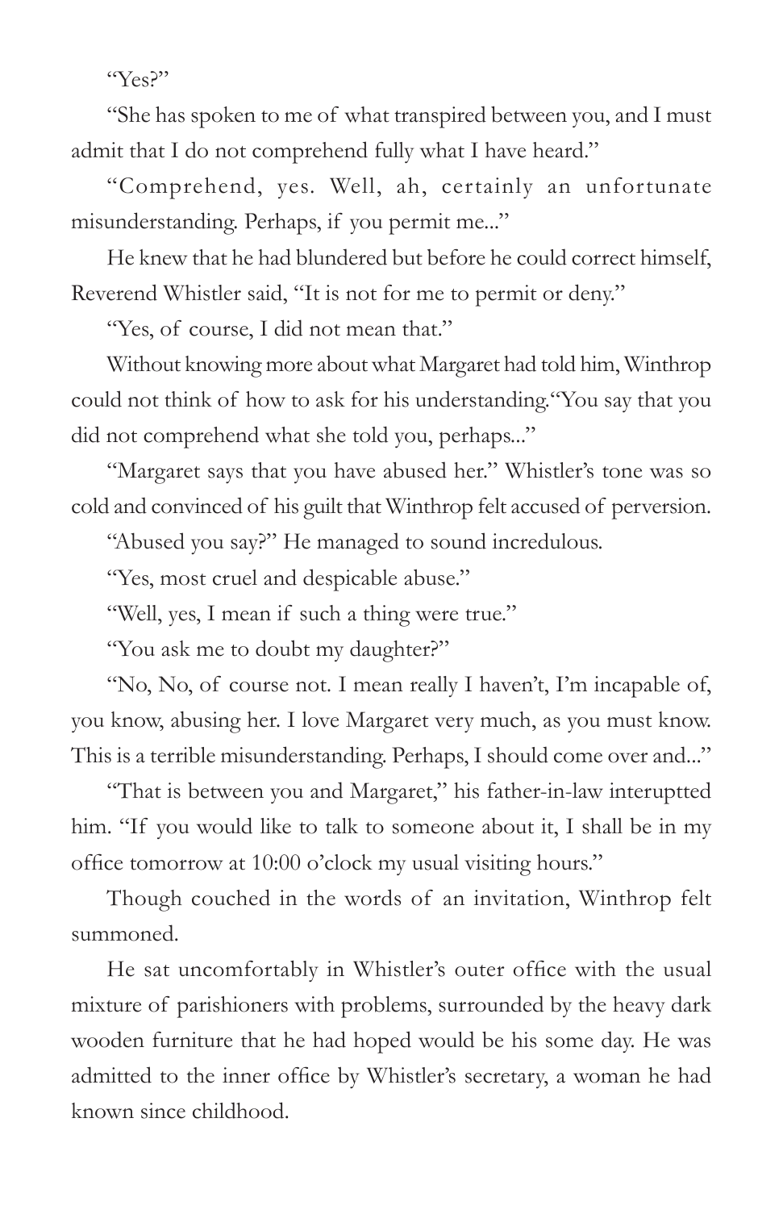"Yes?"

"She has spoken to me of what transpired between you, and I must admit that I do not comprehend fully what I have heard."

"Comprehend, yes. Well, ah, certainly an unfortunate misunderstanding. Perhaps, if you permit me..."

He knew that he had blundered but before he could correct himself, Reverend Whistler said, "It is not for me to permit or deny."

"Yes, of course, I did not mean that."

Without knowing more about what Margaret had told him, Winthrop could not think of how to ask for his understanding."You say that you did not comprehend what she told you, perhaps..."

"Margaret says that you have abused her." Whistler's tone was so cold and convinced of his guilt that Winthrop felt accused of perversion.

"Abused you say?" He managed to sound incredulous.

"Yes, most cruel and despicable abuse."

"Well, yes, I mean if such a thing were true."

"You ask me to doubt my daughter?"

"No, No, of course not. I mean really I haven't, I'm incapable of, you know, abusing her. I love Margaret very much, as you must know. This is a terrible misunderstanding. Perhaps, I should come over and..."

"That is between you and Margaret," his father-in-law interuptted him. "If you would like to talk to someone about it, I shall be in my office tomorrow at 10:00 o'clock my usual visiting hours."

Though couched in the words of an invitation, Winthrop felt summoned.

He sat uncomfortably in Whistler's outer office with the usual mixture of parishioners with problems, surrounded by the heavy dark wooden furniture that he had hoped would be his some day. He was admitted to the inner office by Whistler's secretary, a woman he had known since childhood.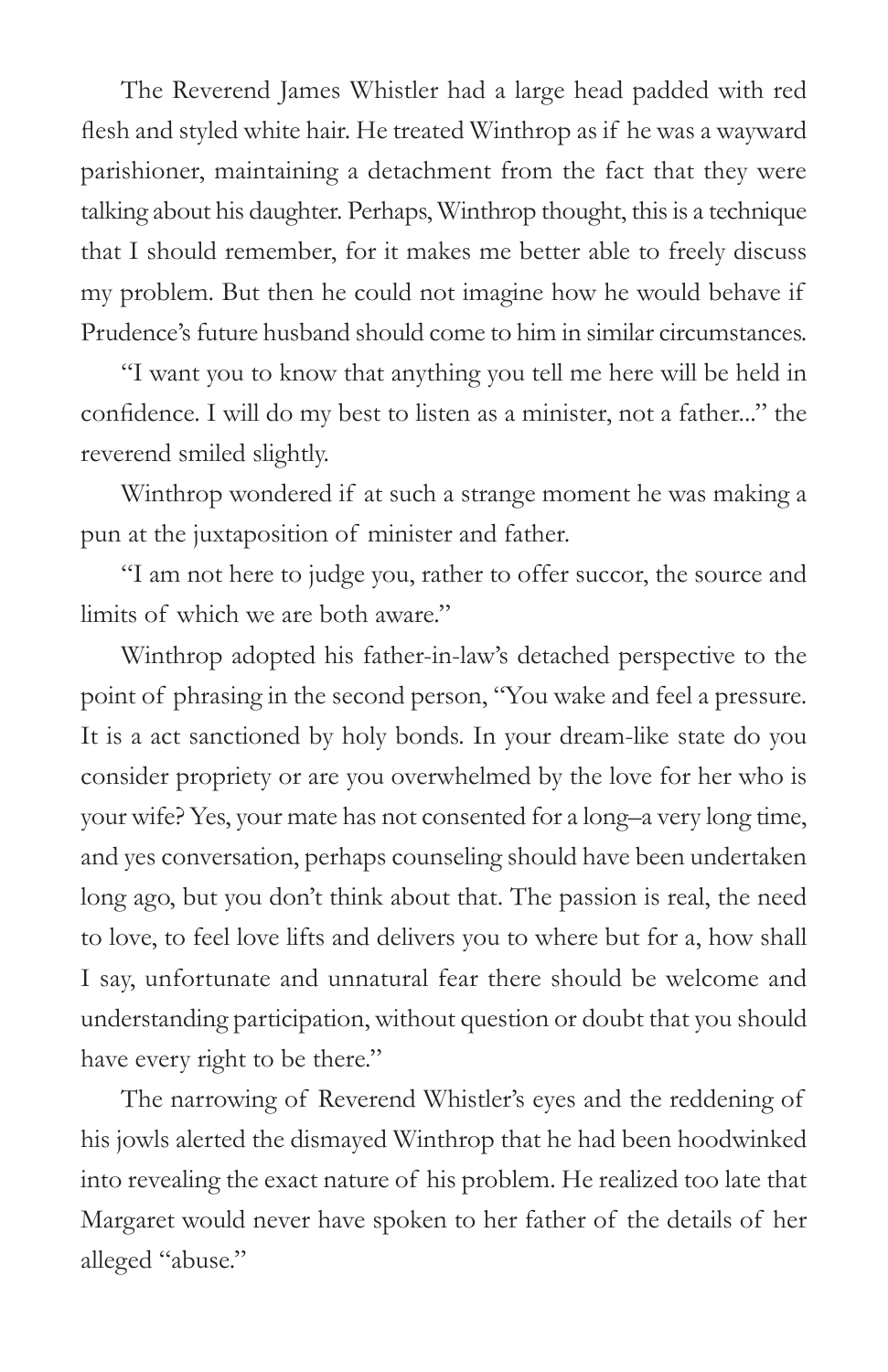The Reverend James Whistler had a large head padded with red flesh and styled white hair. He treated Winthrop as if he was a wayward parishioner, maintaining a detachment from the fact that they were talking about his daughter. Perhaps, Winthrop thought, this is a technique that I should remember, for it makes me better able to freely discuss my problem. But then he could not imagine how he would behave if Prudence's future husband should come to him in similar circumstances.

"I want you to know that anything you tell me here will be held in confidence. I will do my best to listen as a minister, not a father..." the reverend smiled slightly.

Winthrop wondered if at such a strange moment he was making a pun at the juxtaposition of minister and father.

"I am not here to judge you, rather to offer succor, the source and limits of which we are both aware."

Winthrop adopted his father-in-law's detached perspective to the point of phrasing in the second person, "You wake and feel a pressure. It is a act sanctioned by holy bonds. In your dream-like state do you consider propriety or are you overwhelmed by the love for her who is your wife? Yes, your mate has not consented for a long–a very long time, and yes conversation, perhaps counseling should have been undertaken long ago, but you don't think about that. The passion is real, the need to love, to feel love lifts and delivers you to where but for a, how shall I say, unfortunate and unnatural fear there should be welcome and understanding participation, without question or doubt that you should have every right to be there."

The narrowing of Reverend Whistler's eyes and the reddening of his jowls alerted the dismayed Winthrop that he had been hoodwinked into revealing the exact nature of his problem. He realized too late that Margaret would never have spoken to her father of the details of her alleged "abuse."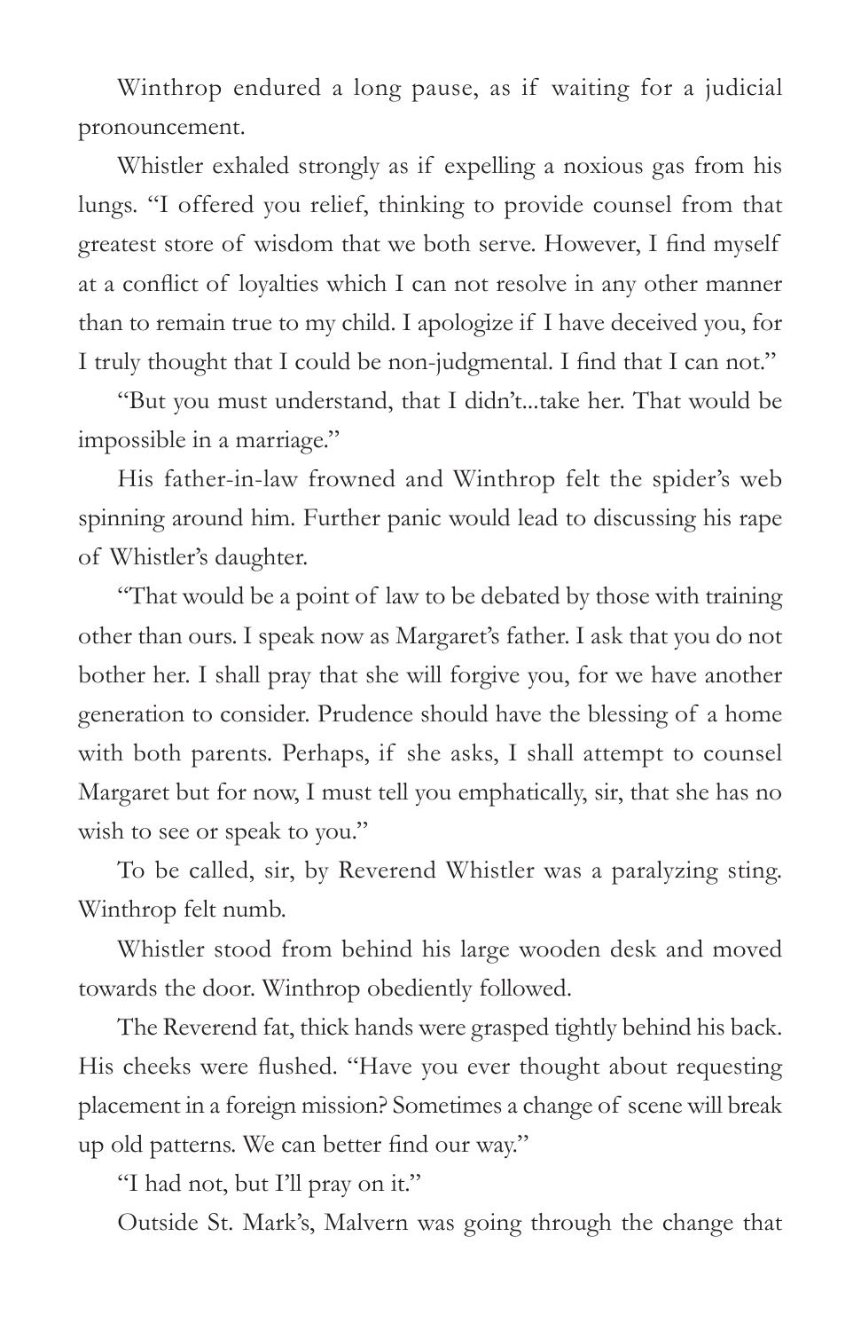Winthrop endured a long pause, as if waiting for a judicial pronouncement.

Whistler exhaled strongly as if expelling a noxious gas from his lungs. "I offered you relief, thinking to provide counsel from that greatest store of wisdom that we both serve. However, I find myself at a conflict of loyalties which I can not resolve in any other manner than to remain true to my child. I apologize if I have deceived you, for I truly thought that I could be non-judgmental. I find that I can not."

"But you must understand, that I didn't...take her. That would be impossible in a marriage."

His father-in-law frowned and Winthrop felt the spider's web spinning around him. Further panic would lead to discussing his rape of Whistler's daughter.

"That would be a point of law to be debated by those with training other than ours. I speak now as Margaret's father. I ask that you do not bother her. I shall pray that she will forgive you, for we have another generation to consider. Prudence should have the blessing of a home with both parents. Perhaps, if she asks, I shall attempt to counsel Margaret but for now, I must tell you emphatically, sir, that she has no wish to see or speak to you."

To be called, sir, by Reverend Whistler was a paralyzing sting. Winthrop felt numb.

Whistler stood from behind his large wooden desk and moved towards the door. Winthrop obediently followed.

The Reverend fat, thick hands were grasped tightly behind his back. His cheeks were flushed. "Have you ever thought about requesting placement in a foreign mission? Sometimes a change of scene will break up old patterns. We can better find our way."

"I had not, but I'll pray on it."

Outside St. Mark's, Malvern was going through the change that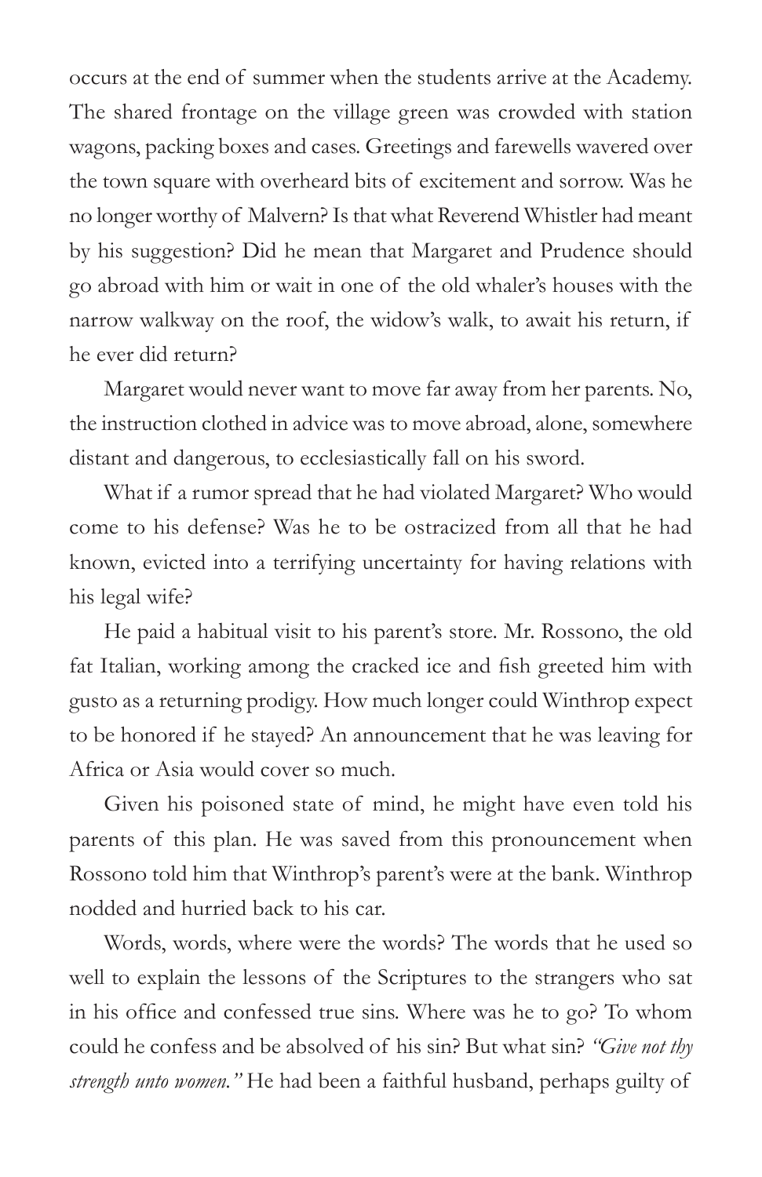occurs at the end of summer when the students arrive at the Academy. The shared frontage on the village green was crowded with station wagons, packing boxes and cases. Greetings and farewells wavered over the town square with overheard bits of excitement and sorrow. Was he no longer worthy of Malvern? Is that what Reverend Whistler had meant by his suggestion? Did he mean that Margaret and Prudence should go abroad with him or wait in one of the old whaler's houses with the narrow walkway on the roof, the widow's walk, to await his return, if he ever did return?

Margaret would never want to move far away from her parents. No, the instruction clothed in advice was to move abroad, alone, somewhere distant and dangerous, to ecclesiastically fall on his sword.

What if a rumor spread that he had violated Margaret? Who would come to his defense? Was he to be ostracized from all that he had known, evicted into a terrifying uncertainty for having relations with his legal wife?

He paid a habitual visit to his parent's store. Mr. Rossono, the old fat Italian, working among the cracked ice and fish greeted him with gusto as a returning prodigy. How much longer could Winthrop expect to be honored if he stayed? An announcement that he was leaving for Africa or Asia would cover so much.

Given his poisoned state of mind, he might have even told his parents of this plan. He was saved from this pronouncement when Rossono told him that Winthrop's parent's were at the bank. Winthrop nodded and hurried back to his car.

Words, words, where were the words? The words that he used so well to explain the lessons of the Scriptures to the strangers who sat in his office and confessed true sins. Where was he to go? To whom could he confess and be absolved of his sin? But what sin? *"Give not thy strength unto women."* He had been a faithful husband, perhaps guilty of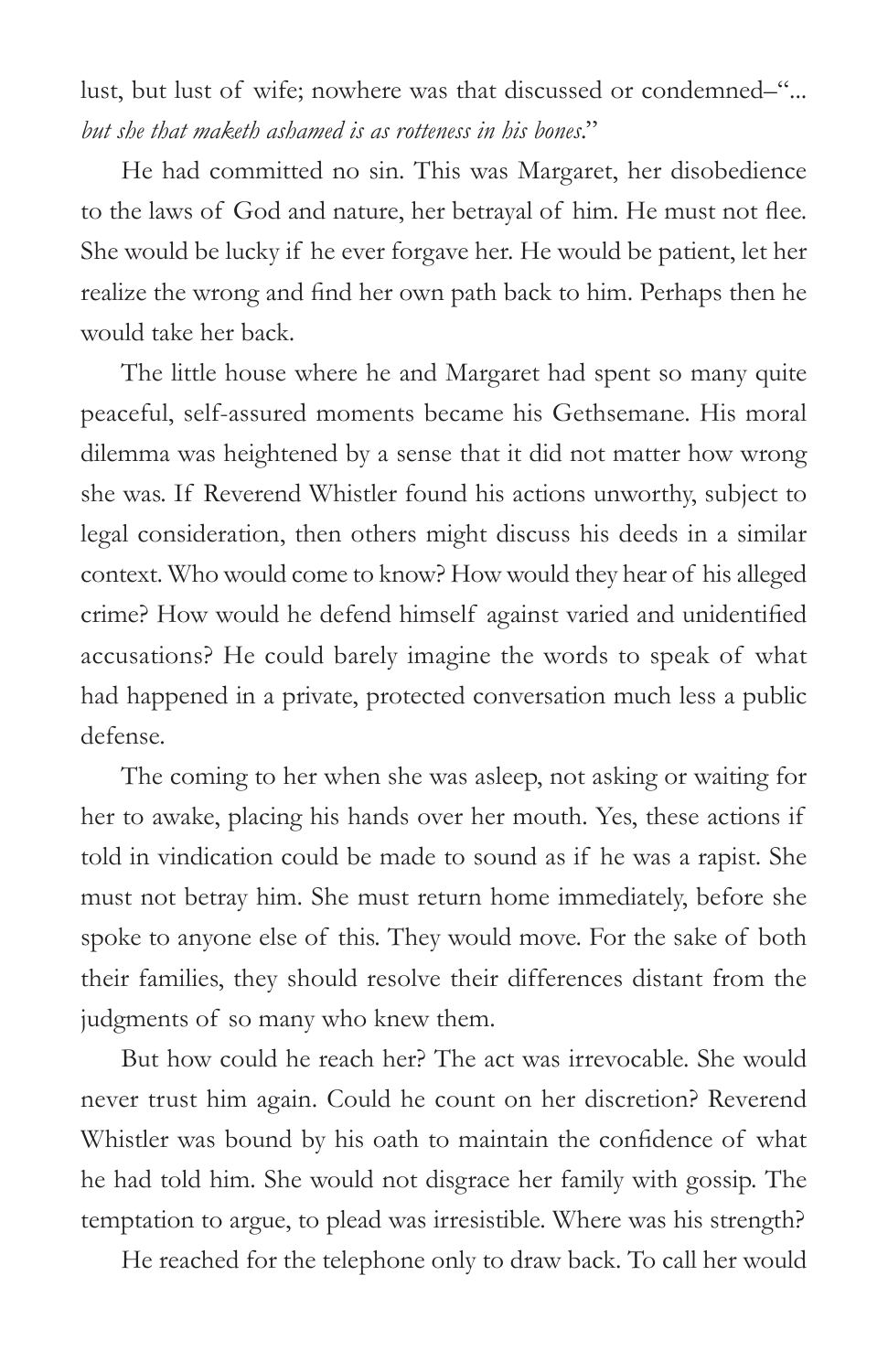lust, but lust of wife; nowhere was that discussed or condemned–"... *but she that maketh ashamed is as rotteness in his bones*."

He had committed no sin. This was Margaret, her disobedience to the laws of God and nature, her betrayal of him. He must not flee. She would be lucky if he ever forgave her. He would be patient, let her realize the wrong and find her own path back to him. Perhaps then he would take her back.

The little house where he and Margaret had spent so many quite peaceful, self-assured moments became his Gethsemane. His moral dilemma was heightened by a sense that it did not matter how wrong she was. If Reverend Whistler found his actions unworthy, subject to legal consideration, then others might discuss his deeds in a similar context. Who would come to know? How would they hear of his alleged crime? How would he defend himself against varied and unidentified accusations? He could barely imagine the words to speak of what had happened in a private, protected conversation much less a public defense.

The coming to her when she was asleep, not asking or waiting for her to awake, placing his hands over her mouth. Yes, these actions if told in vindication could be made to sound as if he was a rapist. She must not betray him. She must return home immediately, before she spoke to anyone else of this. They would move. For the sake of both their families, they should resolve their differences distant from the judgments of so many who knew them.

But how could he reach her? The act was irrevocable. She would never trust him again. Could he count on her discretion? Reverend Whistler was bound by his oath to maintain the confidence of what he had told him. She would not disgrace her family with gossip. The temptation to argue, to plead was irresistible. Where was his strength?

He reached for the telephone only to draw back. To call her would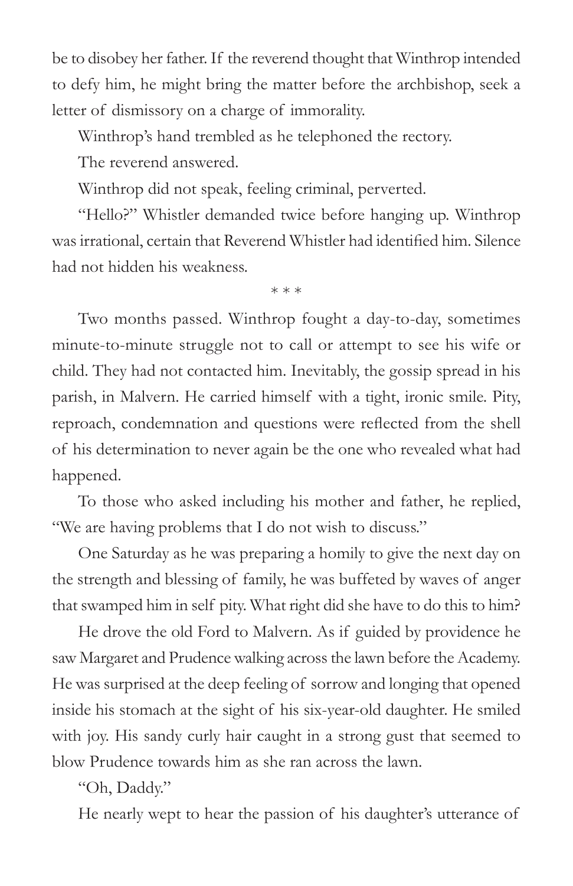be to disobey her father. If the reverend thought that Winthrop intended to defy him, he might bring the matter before the archbishop, seek a letter of dismissory on a charge of immorality.

Winthrop's hand trembled as he telephoned the rectory.

The reverend answered.

Winthrop did not speak, feeling criminal, perverted.

"Hello?" Whistler demanded twice before hanging up. Winthrop was irrational, certain that Reverend Whistler had identified him. Silence had not hidden his weakness.

\* \* \*

Two months passed. Winthrop fought a day-to-day, sometimes minute-to-minute struggle not to call or attempt to see his wife or child. They had not contacted him. Inevitably, the gossip spread in his parish, in Malvern. He carried himself with a tight, ironic smile. Pity, reproach, condemnation and questions were reflected from the shell of his determination to never again be the one who revealed what had happened.

To those who asked including his mother and father, he replied, "We are having problems that I do not wish to discuss."

One Saturday as he was preparing a homily to give the next day on the strength and blessing of family, he was buffeted by waves of anger that swamped him in self pity. What right did she have to do this to him?

He drove the old Ford to Malvern. As if guided by providence he saw Margaret and Prudence walking across the lawn before the Academy. He was surprised at the deep feeling of sorrow and longing that opened inside his stomach at the sight of his six-year-old daughter. He smiled with joy. His sandy curly hair caught in a strong gust that seemed to blow Prudence towards him as she ran across the lawn.

"Oh, Daddy."

He nearly wept to hear the passion of his daughter's utterance of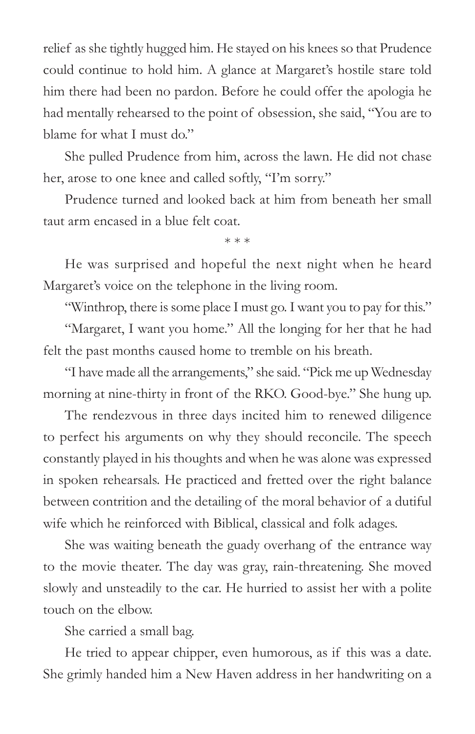relief as she tightly hugged him. He stayed on his knees so that Prudence could continue to hold him. A glance at Margaret's hostile stare told him there had been no pardon. Before he could offer the apologia he had mentally rehearsed to the point of obsession, she said, "You are to blame for what I must do."

She pulled Prudence from him, across the lawn. He did not chase her, arose to one knee and called softly, "I'm sorry."

Prudence turned and looked back at him from beneath her small taut arm encased in a blue felt coat.

\* \* \*

He was surprised and hopeful the next night when he heard Margaret's voice on the telephone in the living room.

"Winthrop, there is some place I must go. I want you to pay for this."

"Margaret, I want you home." All the longing for her that he had felt the past months caused home to tremble on his breath.

"I have made all the arrangements," she said. "Pick me up Wednesday morning at nine-thirty in front of the RKO. Good-bye." She hung up.

The rendezvous in three days incited him to renewed diligence to perfect his arguments on why they should reconcile. The speech constantly played in his thoughts and when he was alone was expressed in spoken rehearsals. He practiced and fretted over the right balance between contrition and the detailing of the moral behavior of a dutiful wife which he reinforced with Biblical, classical and folk adages.

She was waiting beneath the guady overhang of the entrance way to the movie theater. The day was gray, rain-threatening. She moved slowly and unsteadily to the car. He hurried to assist her with a polite touch on the elbow.

She carried a small bag.

He tried to appear chipper, even humorous, as if this was a date. She grimly handed him a New Haven address in her handwriting on a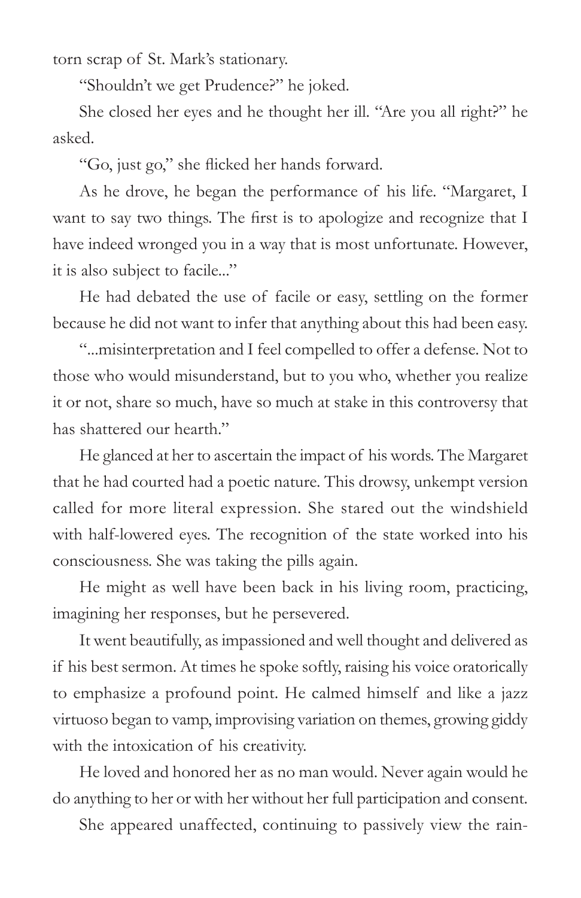torn scrap of St. Mark's stationary.

"Shouldn't we get Prudence?" he joked.

She closed her eyes and he thought her ill. "Are you all right?" he asked.

"Go, just go," she flicked her hands forward.

As he drove, he began the performance of his life. "Margaret, I want to say two things. The first is to apologize and recognize that I have indeed wronged you in a way that is most unfortunate. However, it is also subject to facile..."

He had debated the use of facile or easy, settling on the former because he did not want to infer that anything about this had been easy.

"...misinterpretation and I feel compelled to offer a defense. Not to those who would misunderstand, but to you who, whether you realize it or not, share so much, have so much at stake in this controversy that has shattered our hearth."

He glanced at her to ascertain the impact of his words. The Margaret that he had courted had a poetic nature. This drowsy, unkempt version called for more literal expression. She stared out the windshield with half-lowered eyes. The recognition of the state worked into his consciousness. She was taking the pills again.

He might as well have been back in his living room, practicing, imagining her responses, but he persevered.

It went beautifully, as impassioned and well thought and delivered as if his best sermon. At times he spoke softly, raising his voice oratorically to emphasize a profound point. He calmed himself and like a jazz virtuoso began to vamp, improvising variation on themes, growing giddy with the intoxication of his creativity.

He loved and honored her as no man would. Never again would he do anything to her or with her without her full participation and consent.

She appeared unaffected, continuing to passively view the rain-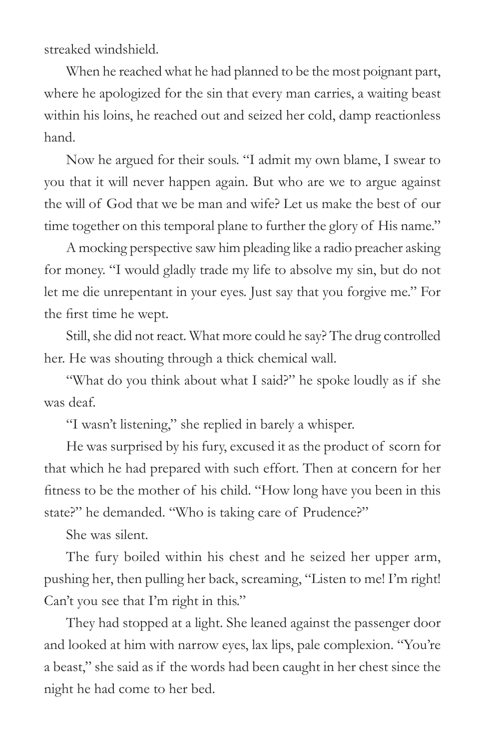streaked windshield.

When he reached what he had planned to be the most poignant part, where he apologized for the sin that every man carries, a waiting beast within his loins, he reached out and seized her cold, damp reactionless hand.

Now he argued for their souls. "I admit my own blame, I swear to you that it will never happen again. But who are we to argue against the will of God that we be man and wife? Let us make the best of our time together on this temporal plane to further the glory of His name."

A mocking perspective saw him pleading like a radio preacher asking for money. "I would gladly trade my life to absolve my sin, but do not let me die unrepentant in your eyes. Just say that you forgive me." For the first time he wept.

Still, she did not react. What more could he say? The drug controlled her. He was shouting through a thick chemical wall.

"What do you think about what I said?" he spoke loudly as if she was deaf.

"I wasn't listening," she replied in barely a whisper.

He was surprised by his fury, excused it as the product of scorn for that which he had prepared with such effort. Then at concern for her fitness to be the mother of his child. "How long have you been in this state?" he demanded. "Who is taking care of Prudence?"

She was silent.

The fury boiled within his chest and he seized her upper arm, pushing her, then pulling her back, screaming, "Listen to me! I'm right! Can't you see that I'm right in this."

They had stopped at a light. She leaned against the passenger door and looked at him with narrow eyes, lax lips, pale complexion. "You're a beast," she said as if the words had been caught in her chest since the night he had come to her bed.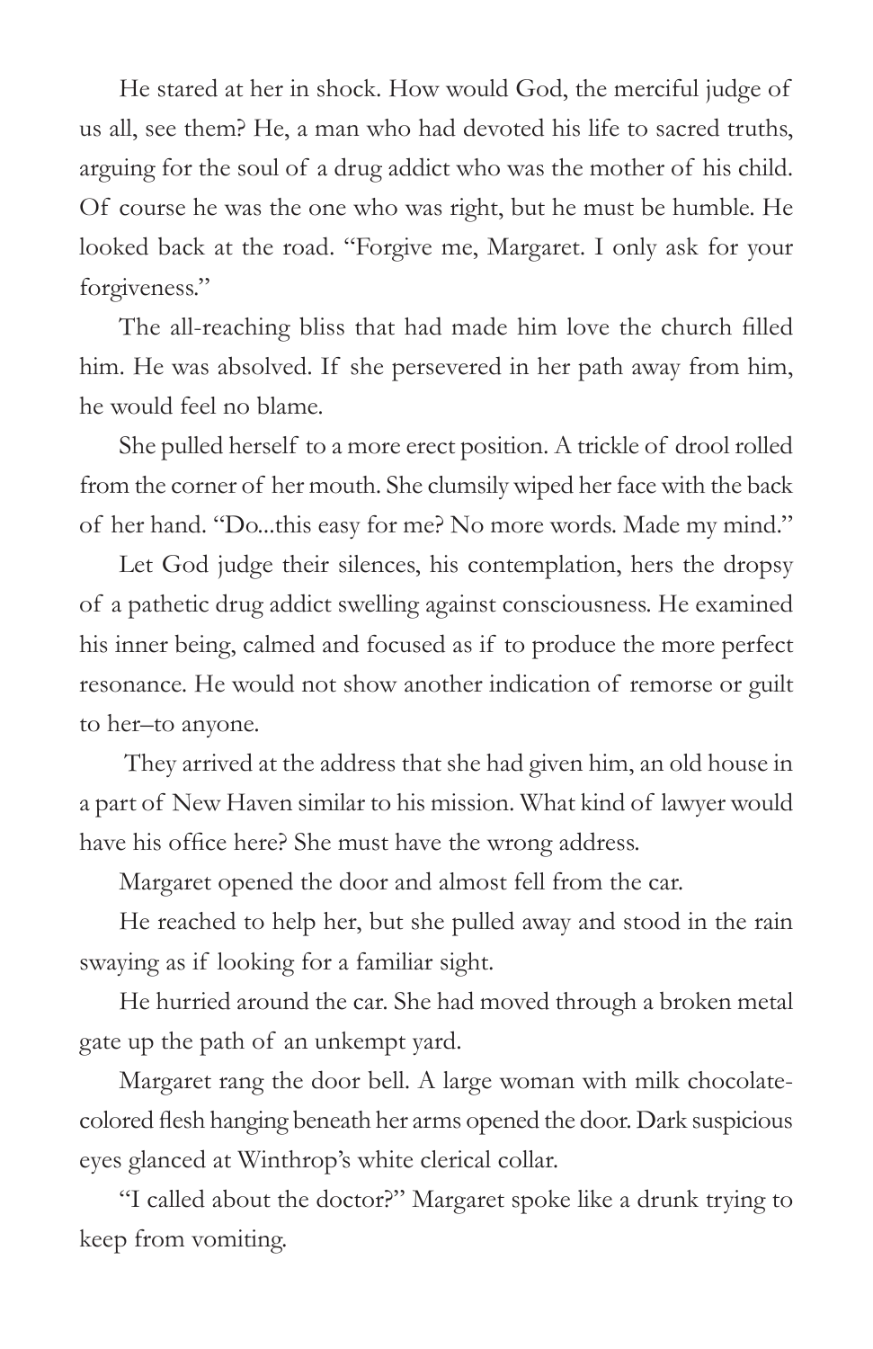He stared at her in shock. How would God, the merciful judge of us all, see them? He, a man who had devoted his life to sacred truths, arguing for the soul of a drug addict who was the mother of his child. Of course he was the one who was right, but he must be humble. He looked back at the road. "Forgive me, Margaret. I only ask for your forgiveness."

The all-reaching bliss that had made him love the church filled him. He was absolved. If she persevered in her path away from him, he would feel no blame.

She pulled herself to a more erect position. A trickle of drool rolled from the corner of her mouth. She clumsily wiped her face with the back of her hand. "Do...this easy for me? No more words. Made my mind."

Let God judge their silences, his contemplation, hers the dropsy of a pathetic drug addict swelling against consciousness. He examined his inner being, calmed and focused as if to produce the more perfect resonance. He would not show another indication of remorse or guilt to her–to anyone.

They arrived at the address that she had given him, an old house in a part of New Haven similar to his mission. What kind of lawyer would have his office here? She must have the wrong address.

Margaret opened the door and almost fell from the car.

He reached to help her, but she pulled away and stood in the rain swaying as if looking for a familiar sight.

He hurried around the car. She had moved through a broken metal gate up the path of an unkempt yard.

Margaret rang the door bell. A large woman with milk chocolate-colored flesh hanging beneath her arms opened the door. Dark suspicious eyes glanced at Winthrop's white clerical collar.

"I called about the doctor?" Margaret spoke like a drunk trying to keep from vomiting.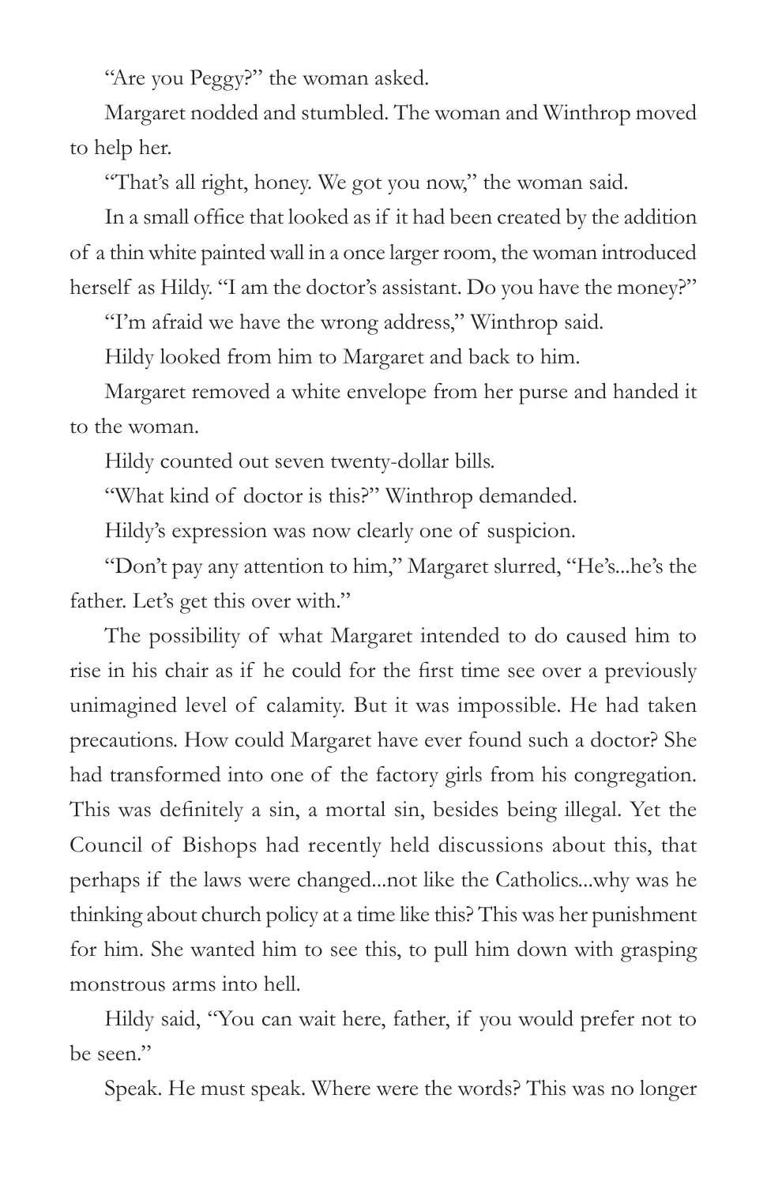"Are you Peggy?" the woman asked.

Margaret nodded and stumbled. The woman and Winthrop moved to help her.

"That's all right, honey. We got you now," the woman said.

In a small office that looked as if it had been created by the addition of a thin white painted wall in a once larger room, the woman introduced herself as Hildy. "I am the doctor's assistant. Do you have the money?"

"I'm afraid we have the wrong address," Winthrop said.

Hildy looked from him to Margaret and back to him.

Margaret removed a white envelope from her purse and handed it to the woman.

Hildy counted out seven twenty-dollar bills.

"What kind of doctor is this?" Winthrop demanded.

Hildy's expression was now clearly one of suspicion.

"Don't pay any attention to him," Margaret slurred, "He's...he's the father. Let's get this over with."

The possibility of what Margaret intended to do caused him to rise in his chair as if he could for the first time see over a previously unimagined level of calamity. But it was impossible. He had taken precautions. How could Margaret have ever found such a doctor? She had transformed into one of the factory girls from his congregation. This was definitely a sin, a mortal sin, besides being illegal. Yet the Council of Bishops had recently held discussions about this, that perhaps if the laws were changed...not like the Catholics...why was he thinking about church policy at a time like this? This was her punishment for him. She wanted him to see this, to pull him down with grasping monstrous arms into hell.

Hildy said, "You can wait here, father, if you would prefer not to be seen."

Speak. He must speak. Where were the words? This was no longer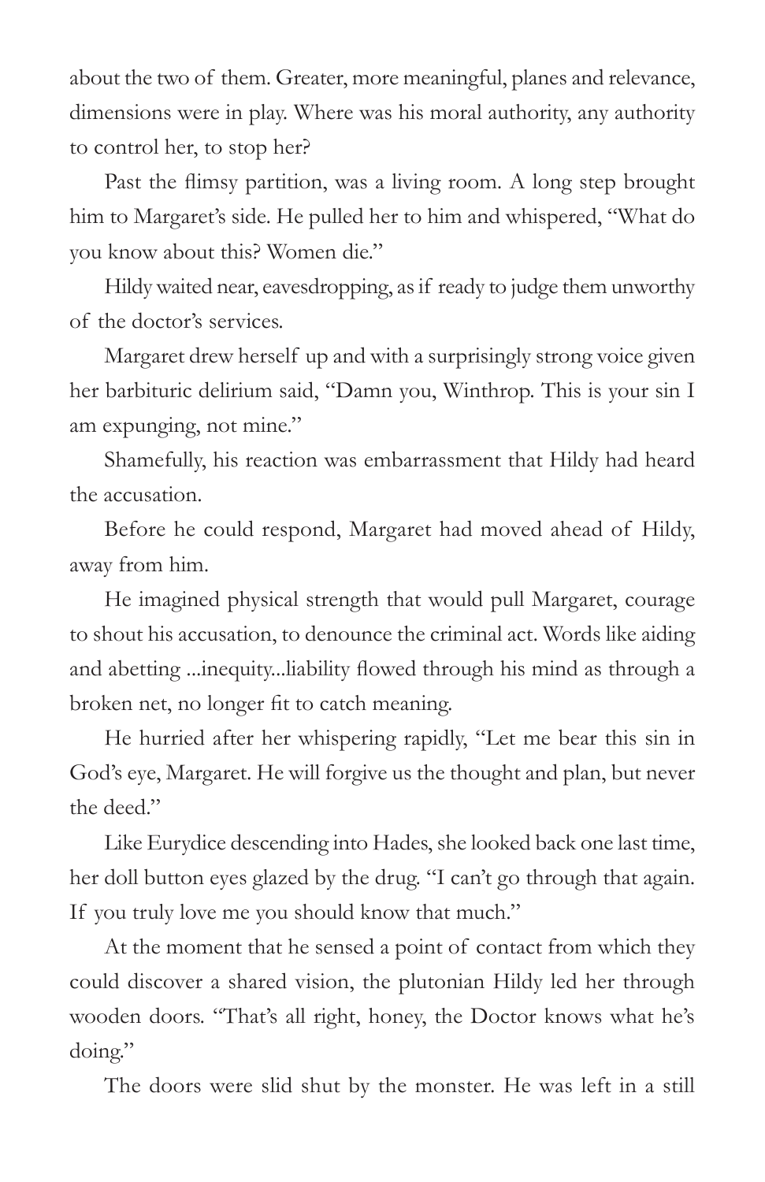about the two of them. Greater, more meaningful, planes and relevance, dimensions were in play. Where was his moral authority, any authority to control her, to stop her?

Past the flimsy partition, was a living room. A long step brought him to Margaret's side. He pulled her to him and whispered, "What do you know about this? Women die."

Hildy waited near, eavesdropping, as if ready to judge them unworthy of the doctor's services.

Margaret drew herself up and with a surprisingly strong voice given her barbituric delirium said, "Damn you, Winthrop. This is your sin I am expunging, not mine."

Shamefully, his reaction was embarrassment that Hildy had heard the accusation.

Before he could respond, Margaret had moved ahead of Hildy, away from him.

He imagined physical strength that would pull Margaret, courage to shout his accusation, to denounce the criminal act. Words like aiding and abetting ...inequity...liability flowed through his mind as through a broken net, no longer fit to catch meaning.

He hurried after her whispering rapidly, "Let me bear this sin in God's eye, Margaret. He will forgive us the thought and plan, but never the deed."

Like Eurydice descending into Hades, she looked back one last time, her doll button eyes glazed by the drug. "I can't go through that again. If you truly love me you should know that much."

At the moment that he sensed a point of contact from which they could discover a shared vision, the plutonian Hildy led her through wooden doors. "That's all right, honey, the Doctor knows what he's doing."

The doors were slid shut by the monster. He was left in a still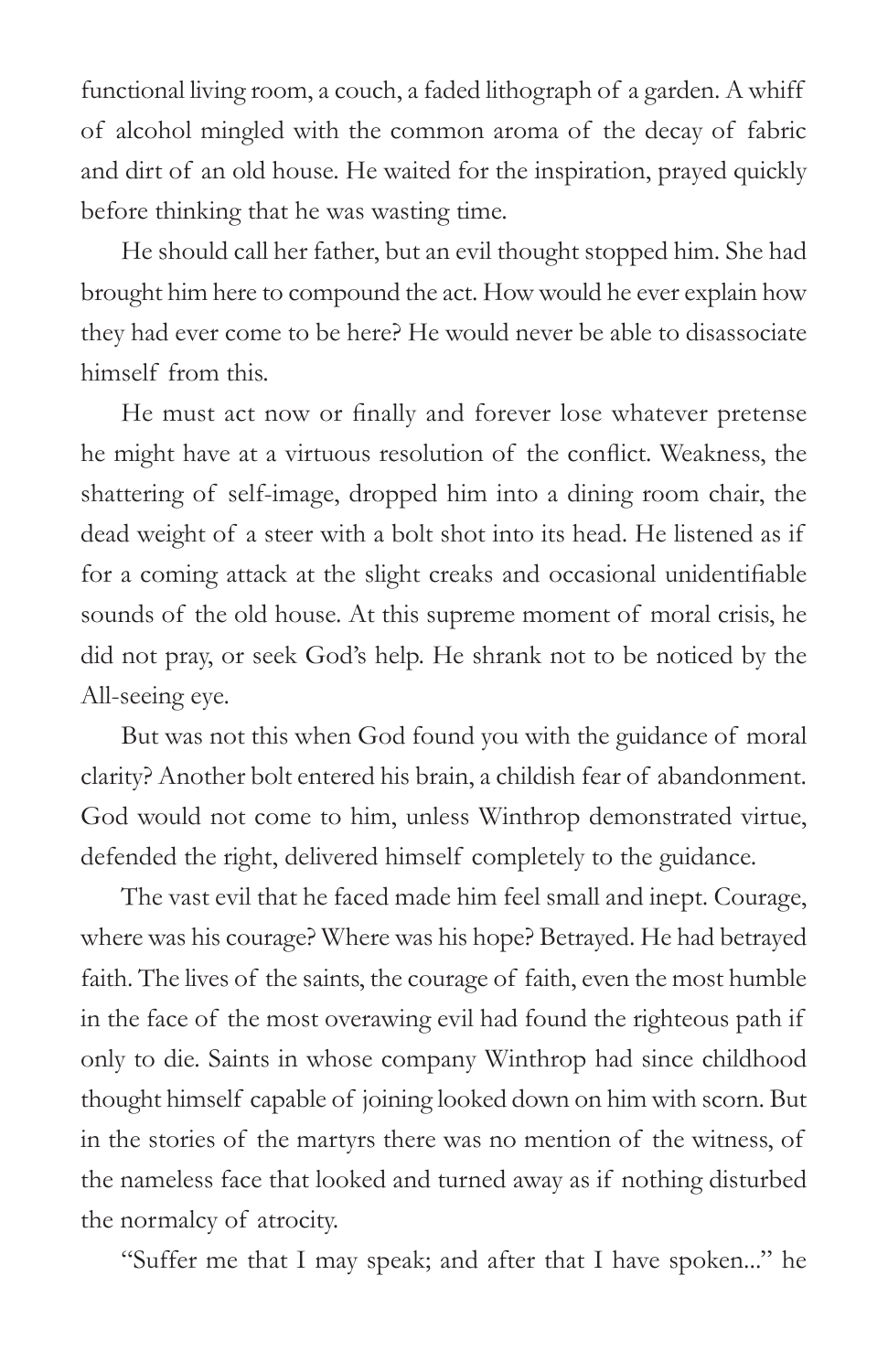functional living room, a couch, a faded lithograph of a garden. A whiff of alcohol mingled with the common aroma of the decay of fabric and dirt of an old house. He waited for the inspiration, prayed quickly before thinking that he was wasting time.

He should call her father, but an evil thought stopped him. She had brought him here to compound the act. How would he ever explain how they had ever come to be here? He would never be able to disassociate himself from this.

He must act now or finally and forever lose whatever pretense he might have at a virtuous resolution of the conflict. Weakness, the shattering of self-image, dropped him into a dining room chair, the dead weight of a steer with a bolt shot into its head. He listened as if for a coming attack at the slight creaks and occasional unidentifiable sounds of the old house. At this supreme moment of moral crisis, he did not pray, or seek God's help. He shrank not to be noticed by the All-seeing eye.

But was not this when God found you with the guidance of moral clarity? Another bolt entered his brain, a childish fear of abandonment. God would not come to him, unless Winthrop demonstrated virtue, defended the right, delivered himself completely to the guidance.

The vast evil that he faced made him feel small and inept. Courage, where was his courage? Where was his hope? Betrayed. He had betrayed faith. The lives of the saints, the courage of faith, even the most humble in the face of the most overawing evil had found the righteous path if only to die. Saints in whose company Winthrop had since childhood thought himself capable of joining looked down on him with scorn. But in the stories of the martyrs there was no mention of the witness, of the nameless face that looked and turned away as if nothing disturbed the normalcy of atrocity.

"Suffer me that I may speak; and after that I have spoken..." he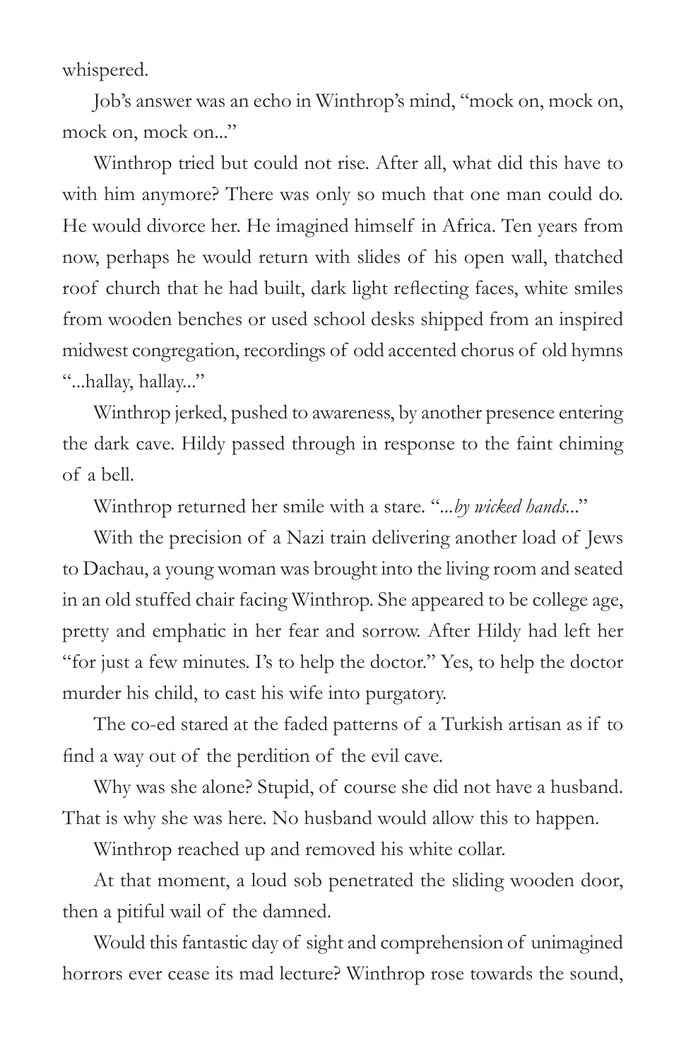whispered.

Job's answer was an echo in Winthrop's mind, "mock on, mock on, mock on, mock on..."

Winthrop tried but could not rise. After all, what did this have to with him anymore? There was only so much that one man could do. He would divorce her. He imagined himself in Africa. Ten years from now, perhaps he would return with slides of his open wall, thatched roof church that he had built, dark light reflecting faces, white smiles from wooden benches or used school desks shipped from an inspired midwest congregation, recordings of odd accented chorus of old hymns "...hallay, hallay..."

Winthrop jerked, pushed to awareness, by another presence entering the dark cave. Hildy passed through in response to the faint chiming of a bell.

Winthrop returned her smile with a stare. "...*by wicked hands*..."

With the precision of a Nazi train delivering another load of Jews to Dachau, a young woman was brought into the living room and seated in an old stuffed chair facing Winthrop. She appeared to be college age, pretty and emphatic in her fear and sorrow. After Hildy had left her "for just a few minutes. I's to help the doctor." Yes, to help the doctor murder his child, to cast his wife into purgatory.

The co-ed stared at the faded patterns of a Turkish artisan as if to find a way out of the perdition of the evil cave.

Why was she alone? Stupid, of course she did not have a husband. That is why she was here. No husband would allow this to happen.

Winthrop reached up and removed his white collar.

At that moment, a loud sob penetrated the sliding wooden door, then a pitiful wail of the damned.

Would this fantastic day of sight and comprehension of unimagined horrors ever cease its mad lecture? Winthrop rose towards the sound,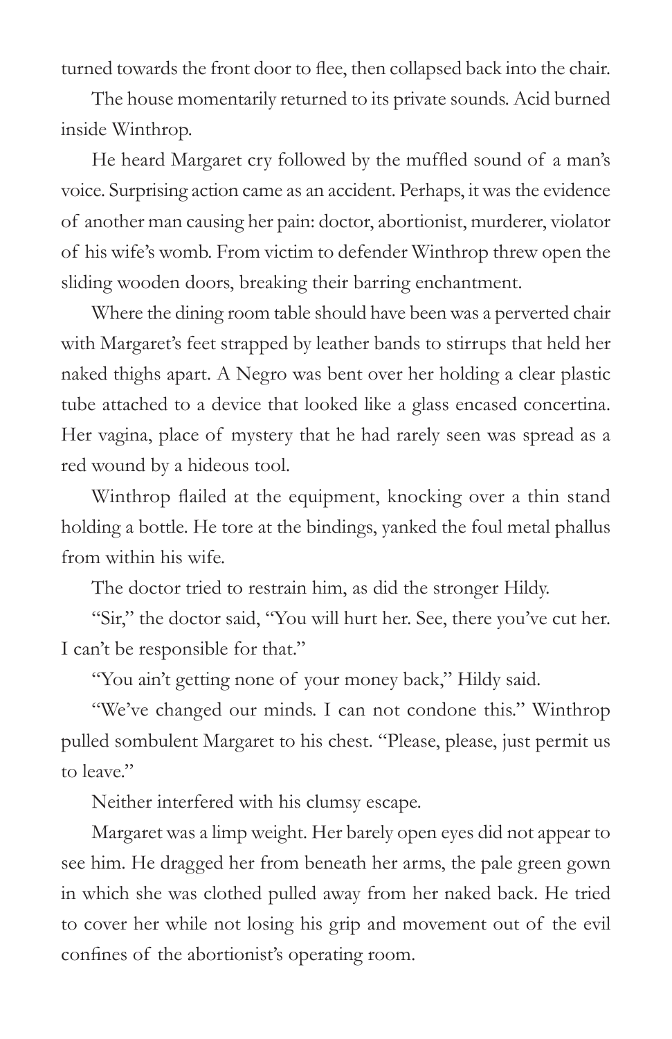turned towards the front door to flee, then collapsed back into the chair.

The house momentarily returned to its private sounds. Acid burned inside Winthrop.

He heard Margaret cry followed by the muffled sound of a man's voice. Surprising action came as an accident. Perhaps, it was the evidence of another man causing her pain: doctor, abortionist, murderer, violator of his wife's womb. From victim to defender Winthrop threw open the sliding wooden doors, breaking their barring enchantment.

Where the dining room table should have been was a perverted chair with Margaret's feet strapped by leather bands to stirrups that held her naked thighs apart. A Negro was bent over her holding a clear plastic tube attached to a device that looked like a glass encased concertina. Her vagina, place of mystery that he had rarely seen was spread as a red wound by a hideous tool.

Winthrop flailed at the equipment, knocking over a thin stand holding a bottle. He tore at the bindings, yanked the foul metal phallus from within his wife.

The doctor tried to restrain him, as did the stronger Hildy.

"Sir," the doctor said, "You will hurt her. See, there you've cut her. I can't be responsible for that."

"You ain't getting none of your money back," Hildy said.

"We've changed our minds. I can not condone this." Winthrop pulled sombulent Margaret to his chest. "Please, please, just permit us to leave."

Neither interfered with his clumsy escape.

Margaret was a limp weight. Her barely open eyes did not appear to see him. He dragged her from beneath her arms, the pale green gown in which she was clothed pulled away from her naked back. He tried to cover her while not losing his grip and movement out of the evil confines of the abortionist's operating room.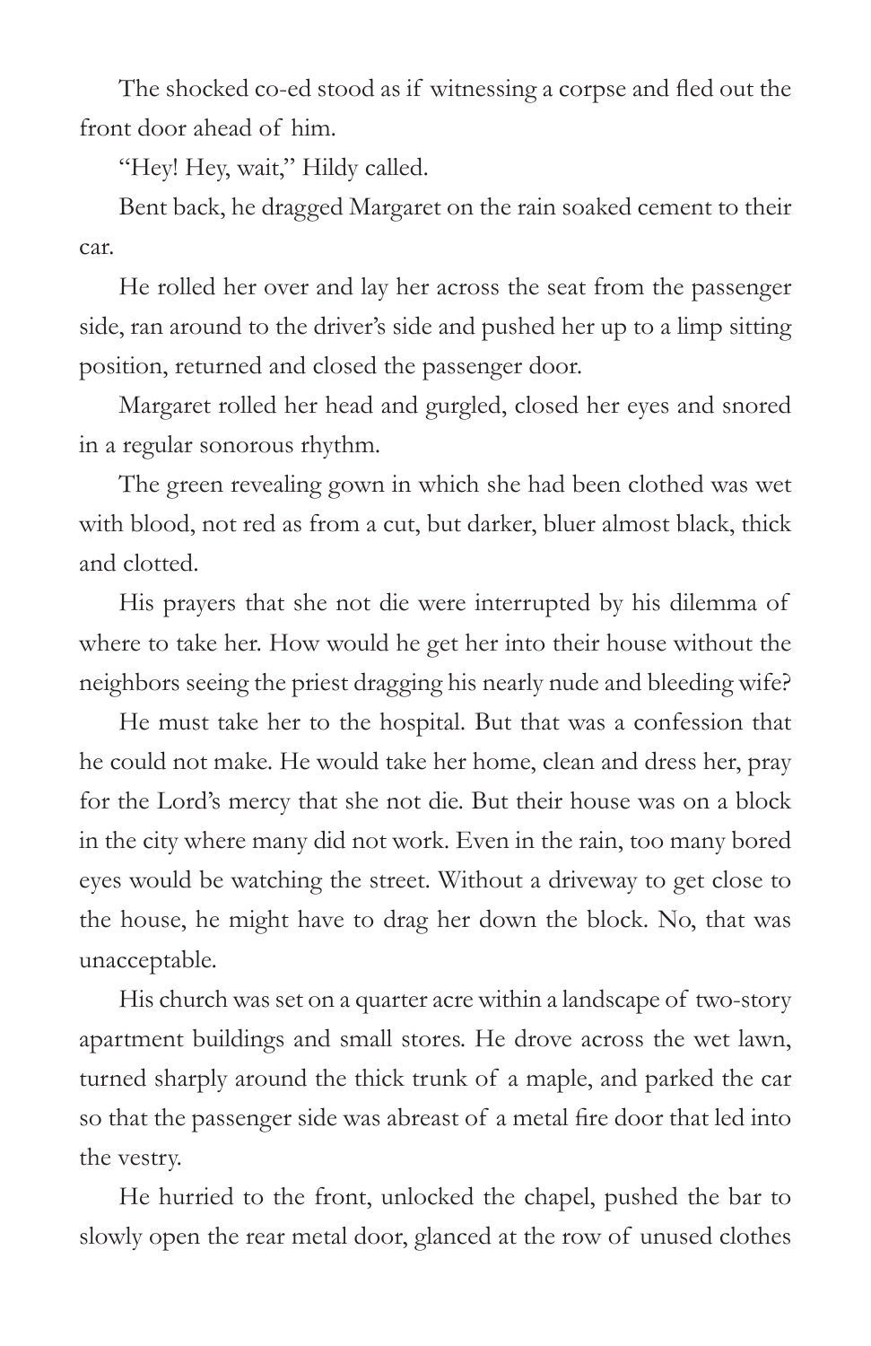The shocked co-ed stood as if witnessing a corpse and fled out the front door ahead of him.

"Hey! Hey, wait," Hildy called.

Bent back, he dragged Margaret on the rain soaked cement to their car.

He rolled her over and lay her across the seat from the passenger side, ran around to the driver's side and pushed her up to a limp sitting position, returned and closed the passenger door.

Margaret rolled her head and gurgled, closed her eyes and snored in a regular sonorous rhythm.

The green revealing gown in which she had been clothed was wet with blood, not red as from a cut, but darker, bluer almost black, thick and clotted.

His prayers that she not die were interrupted by his dilemma of where to take her. How would he get her into their house without the neighbors seeing the priest dragging his nearly nude and bleeding wife?

He must take her to the hospital. But that was a confession that he could not make. He would take her home, clean and dress her, pray for the Lord's mercy that she not die. But their house was on a block in the city where many did not work. Even in the rain, too many bored eyes would be watching the street. Without a driveway to get close to the house, he might have to drag her down the block. No, that was unacceptable.

His church was set on a quarter acre within a landscape of two-story apartment buildings and small stores. He drove across the wet lawn, turned sharply around the thick trunk of a maple, and parked the car so that the passenger side was abreast of a metal fire door that led into the vestry.

He hurried to the front, unlocked the chapel, pushed the bar to slowly open the rear metal door, glanced at the row of unused clothes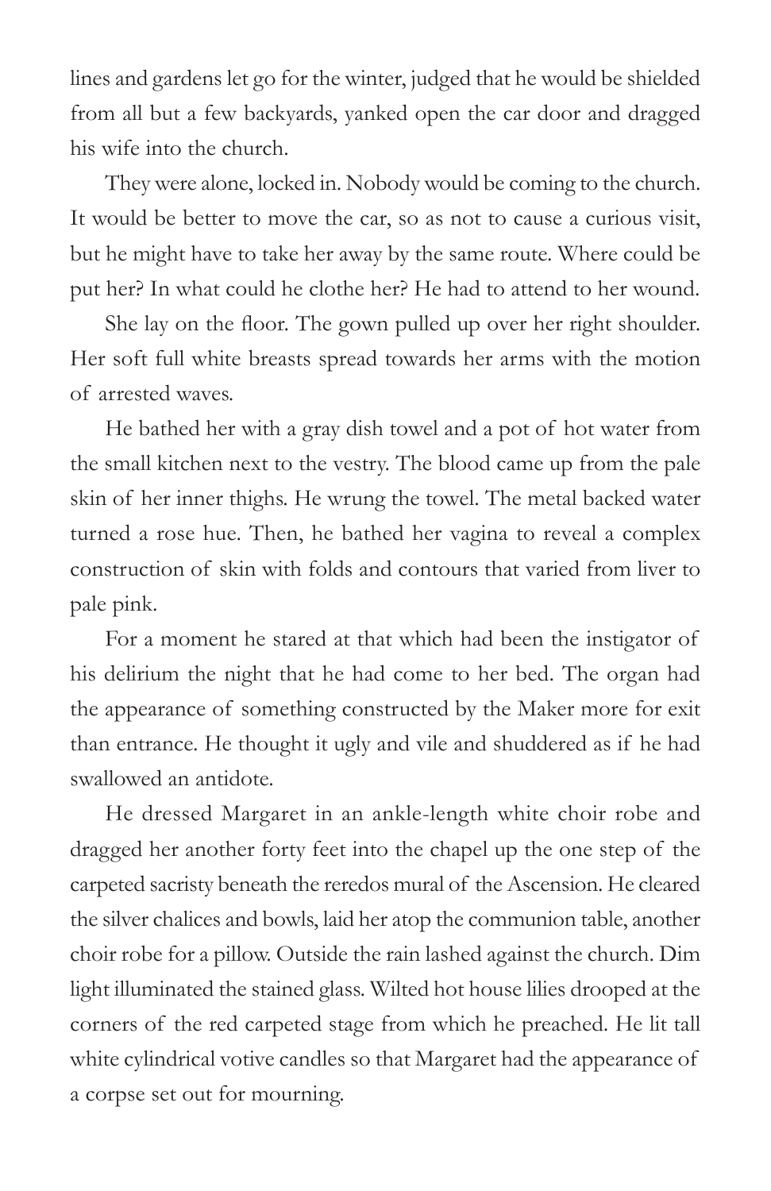lines and gardens let go for the winter, judged that he would be shielded from all but a few backyards, yanked open the car door and dragged his wife into the church.

They were alone, locked in. Nobody would be coming to the church. It would be better to move the car, so as not to cause a curious visit, but he might have to take her away by the same route. Where could be put her? In what could he clothe her? He had to attend to her wound.

She lay on the floor. The gown pulled up over her right shoulder. Her soft full white breasts spread towards her arms with the motion of arrested waves.

He bathed her with a gray dish towel and a pot of hot water from the small kitchen next to the vestry. The blood came up from the pale skin of her inner thighs. He wrung the towel. The metal backed water turned a rose hue. Then, he bathed her vagina to reveal a complex construction of skin with folds and contours that varied from liver to pale pink.

For a moment he stared at that which had been the instigator of his delirium the night that he had come to her bed. The organ had the appearance of something constructed by the Maker more for exit than entrance. He thought it ugly and vile and shuddered as if he had swallowed an antidote.

He dressed Margaret in an ankle-length white choir robe and dragged her another forty feet into the chapel up the one step of the carpeted sacristy beneath the reredos mural of the Ascension. He cleared the silver chalices and bowls, laid her atop the communion table, another choir robe for a pillow. Outside the rain lashed against the church. Dim light illuminated the stained glass. Wilted hot house lilies drooped at the corners of the red carpeted stage from which he preached. He lit tall white cylindrical votive candles so that Margaret had the appearance of a corpse set out for mourning.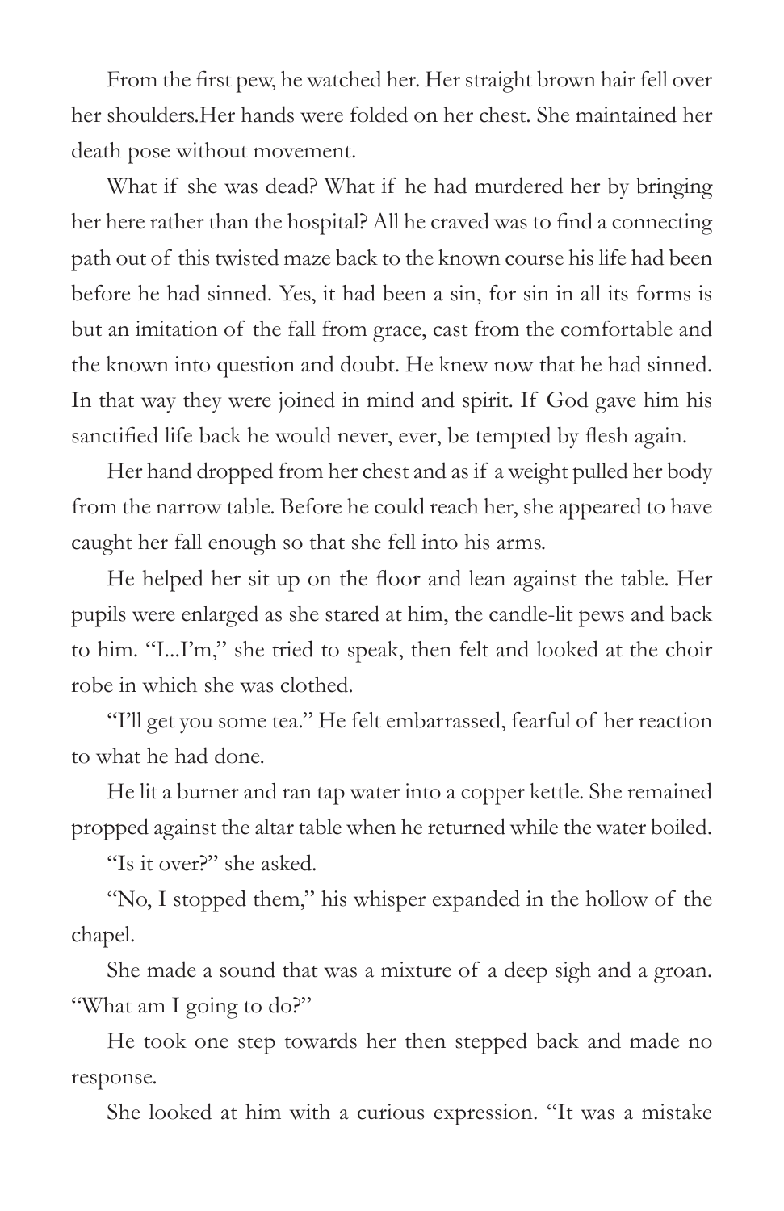From the first pew, he watched her. Her straight brown hair fell over her shoulders.Her hands were folded on her chest. She maintained her death pose without movement.

What if she was dead? What if he had murdered her by bringing her here rather than the hospital? All he craved was to find a connecting path out of this twisted maze back to the known course his life had been before he had sinned. Yes, it had been a sin, for sin in all its forms is but an imitation of the fall from grace, cast from the comfortable and the known into question and doubt. He knew now that he had sinned. In that way they were joined in mind and spirit. If God gave him his sanctified life back he would never, ever, be tempted by flesh again.

Her hand dropped from her chest and as if a weight pulled her body from the narrow table. Before he could reach her, she appeared to have caught her fall enough so that she fell into his arms.

He helped her sit up on the floor and lean against the table. Her pupils were enlarged as she stared at him, the candle-lit pews and back to him. "I...I'm," she tried to speak, then felt and looked at the choir robe in which she was clothed.

"I'll get you some tea." He felt embarrassed, fearful of her reaction to what he had done.

He lit a burner and ran tap water into a copper kettle. She remained propped against the altar table when he returned while the water boiled.

"Is it over?" she asked.

"No, I stopped them," his whisper expanded in the hollow of the chapel.

She made a sound that was a mixture of a deep sigh and a groan. "What am I going to do?"

He took one step towards her then stepped back and made no response.

She looked at him with a curious expression. "It was a mistake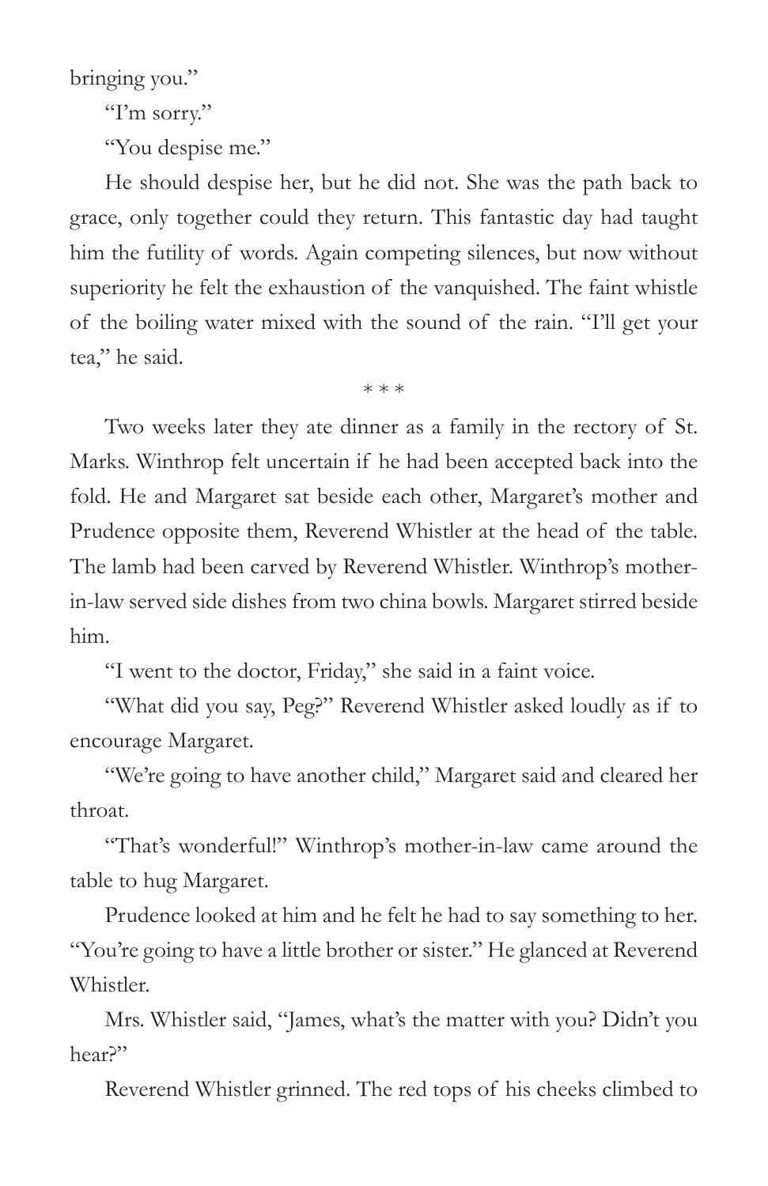bringing you."

"I'm sorry."

"You despise me."

He should despise her, but he did not. She was the path back to grace, only together could they return. This fantastic day had taught him the futility of words. Again competing silences, but now without superiority he felt the exhaustion of the vanquished. The faint whistle of the boiling water mixed with the sound of the rain. "I'll get your tea," he said.

\* \* \*

Two weeks later they ate dinner as a family in the rectory of St. Marks. Winthrop felt uncertain if he had been accepted back into the fold. He and Margaret sat beside each other, Margaret's mother and Prudence opposite them, Reverend Whistler at the head of the table. The lamb had been carved by Reverend Whistler. Winthrop's mother-in-law served side dishes from two china bowls. Margaret stirred beside him.

"I went to the doctor, Friday," she said in a faint voice.

"What did you say, Peg?" Reverend Whistler asked loudly as if to encourage Margaret.

"We're going to have another child," Margaret said and cleared her throat.

"That's wonderful!" Winthrop's mother-in-law came around the table to hug Margaret.

Prudence looked at him and he felt he had to say something to her. "You're going to have a little brother or sister." He glanced at Reverend Whistler.

Mrs. Whistler said, "James, what's the matter with you? Didn't you hear?"

Reverend Whistler grinned. The red tops of his cheeks climbed to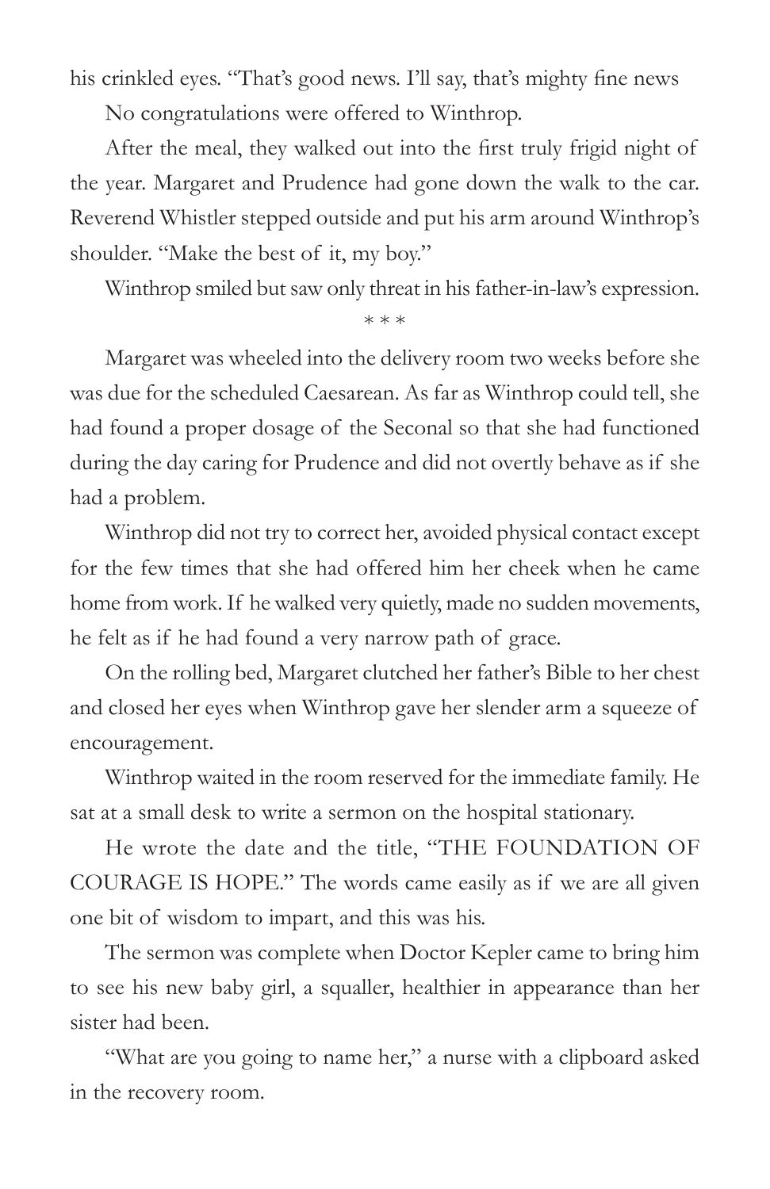his crinkled eyes. "That's good news. I'll say, that's mighty fine news

No congratulations were offered to Winthrop.

After the meal, they walked out into the first truly frigid night of the year. Margaret and Prudence had gone down the walk to the car. Reverend Whistler stepped outside and put his arm around Winthrop's shoulder. "Make the best of it, my boy."

Winthrop smiled but saw only threat in his father-in-law's expression.

\* \* \*

Margaret was wheeled into the delivery room two weeks before she was due for the scheduled Caesarean. As far as Winthrop could tell, she had found a proper dosage of the Seconal so that she had functioned during the day caring for Prudence and did not overtly behave as if she had a problem.

Winthrop did not try to correct her, avoided physical contact except for the few times that she had offered him her cheek when he came home from work. If he walked very quietly, made no sudden movements, he felt as if he had found a very narrow path of grace.

On the rolling bed, Margaret clutched her father's Bible to her chest and closed her eyes when Winthrop gave her slender arm a squeeze of encouragement.

Winthrop waited in the room reserved for the immediate family. He sat at a small desk to write a sermon on the hospital stationary.

He wrote the date and the title, "THE FOUNDATION OF COURAGE IS HOPE." The words came easily as if we are all given one bit of wisdom to impart, and this was his.

The sermon was complete when Doctor Kepler came to bring him to see his new baby girl, a squaller, healthier in appearance than her sister had been.

"What are you going to name her," a nurse with a clipboard asked in the recovery room.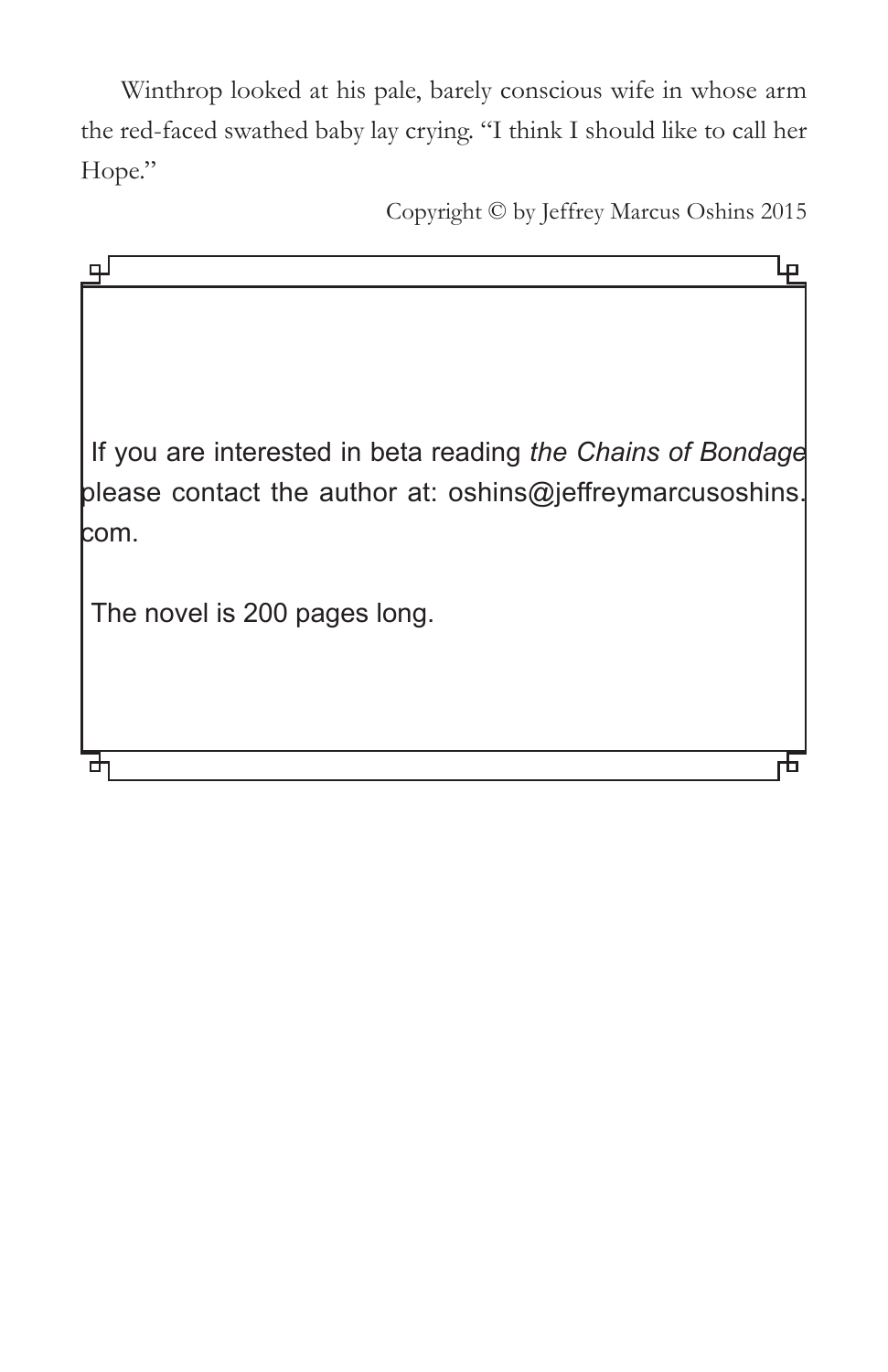Winthrop looked at his pale, barely conscious wife in whose arm the red-faced swathed baby lay crying. "I think I should like to call her Hope."

Copyright © by Jeffrey Marcus Oshins 2015

If you are interested in beta reading *the Chains of Bondage* please contact the author at: oshins@jeffreymarcusoshins.com.

The novel is 200 pages long.